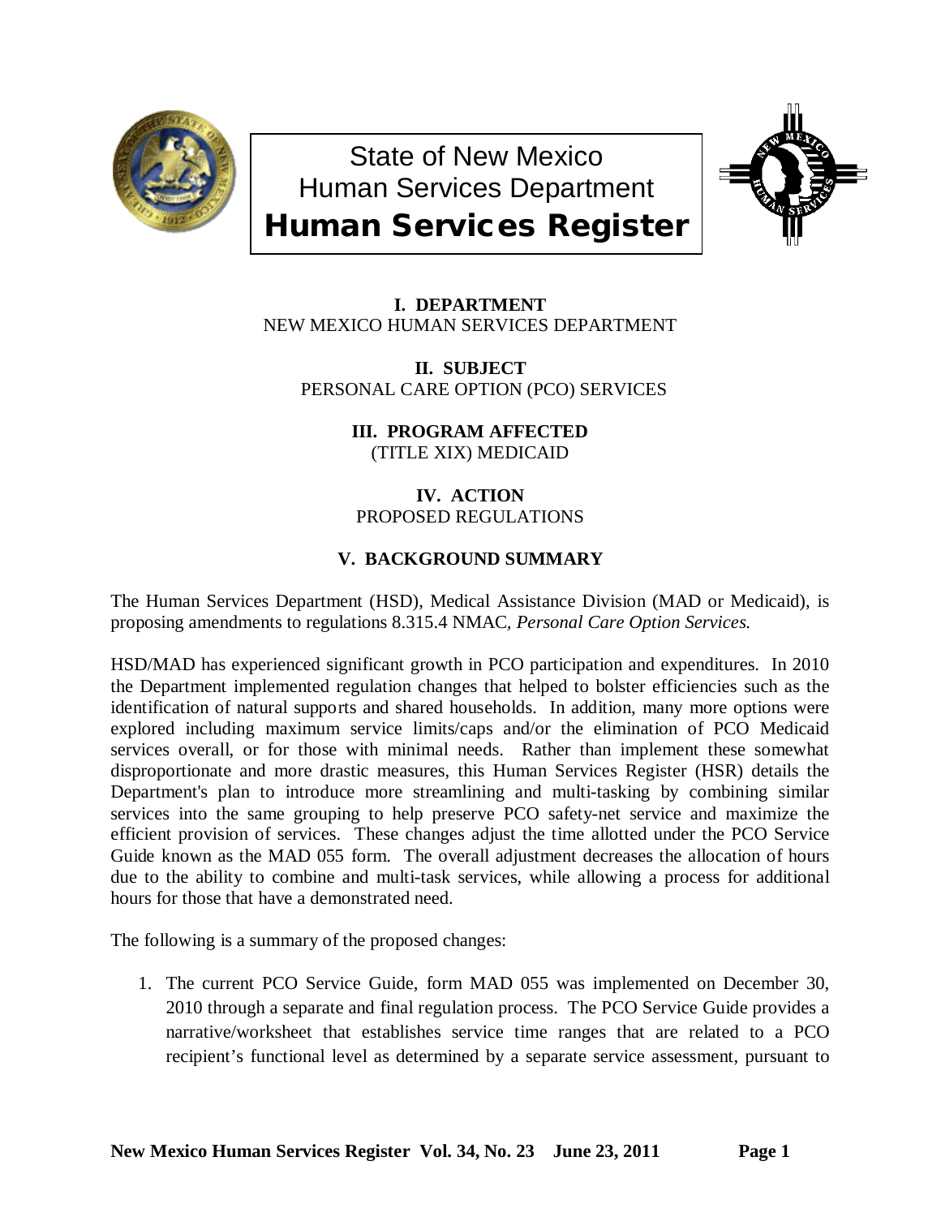# State of New Mexico
# Human Services Department
# Human Services Register

**I. DEPARTMENT**
NEW MEXICO HUMAN SERVICES DEPARTMENT

**II. SUBJECT**
PERSONAL CARE OPTION (PCO) SERVICES

**III. PROGRAM AFFECTED**
(TITLE XIX) MEDICAID

**IV. ACTION**
PROPOSED REGULATIONS

**V. BACKGROUND SUMMARY**

The Human Services Department (HSD), Medical Assistance Division (MAD or Medicaid), is proposing amendments to regulations 8.315.4 NMAC, *Personal Care Option Services.*

HSD/MAD has experienced significant growth in PCO participation and expenditures. In 2010 the Department implemented regulation changes that helped to bolster efficiencies such as the identification of natural supports and shared households. In addition, many more options were explored including maximum service limits/caps and/or the elimination of PCO Medicaid services overall, or for those with minimal needs. Rather than implement these somewhat disproportionate and more drastic measures, this Human Services Register (HSR) details the Department's plan to introduce more streamlining and multi-tasking by combining similar services into the same grouping to help preserve PCO safety-net service and maximize the efficient provision of services. These changes adjust the time allotted under the PCO Service Guide known as the MAD 055 form. The overall adjustment decreases the allocation of hours due to the ability to combine and multi-task services, while allowing a process for additional hours for those that have a demonstrated need.

The following is a summary of the proposed changes:

1. The current PCO Service Guide, form MAD 055 was implemented on December 30, 2010 through a separate and final regulation process. The PCO Service Guide provides a narrative/worksheet that establishes service time ranges that are related to a PCO recipient's functional level as determined by a separate service assessment, pursuant to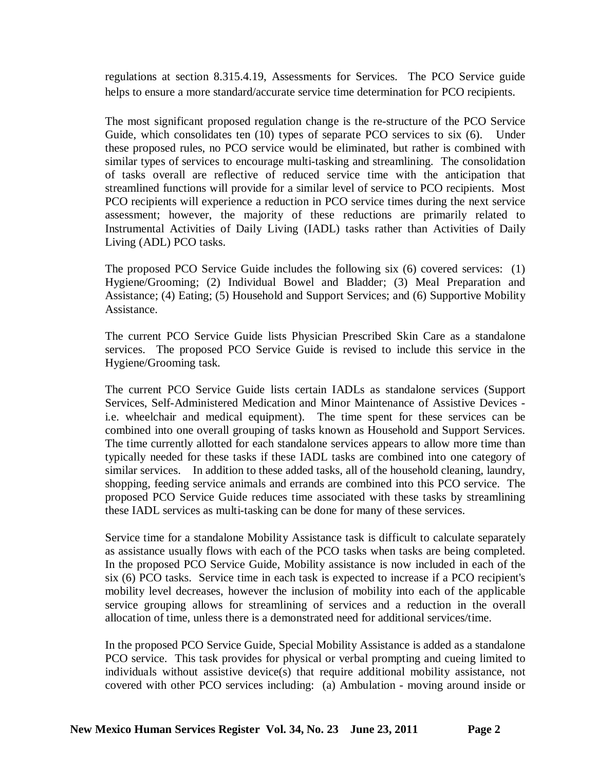regulations at section 8.315.4.19, Assessments for Services. The PCO Service guide helps to ensure a more standard/accurate service time determination for PCO recipients.

The most significant proposed regulation change is the re-structure of the PCO Service Guide, which consolidates ten (10) types of separate PCO services to six (6). Under these proposed rules, no PCO service would be eliminated, but rather is combined with similar types of services to encourage multi-tasking and streamlining. The consolidation of tasks overall are reflective of reduced service time with the anticipation that streamlined functions will provide for a similar level of service to PCO recipients. Most PCO recipients will experience a reduction in PCO service times during the next service assessment; however, the majority of these reductions are primarily related to Instrumental Activities of Daily Living (IADL) tasks rather than Activities of Daily Living (ADL) PCO tasks.

The proposed PCO Service Guide includes the following six (6) covered services: (1) Hygiene/Grooming; (2) Individual Bowel and Bladder; (3) Meal Preparation and Assistance; (4) Eating; (5) Household and Support Services; and (6) Supportive Mobility Assistance.

The current PCO Service Guide lists Physician Prescribed Skin Care as a standalone services. The proposed PCO Service Guide is revised to include this service in the Hygiene/Grooming task.

The current PCO Service Guide lists certain IADLs as standalone services (Support Services, Self-Administered Medication and Minor Maintenance of Assistive Devices - i.e. wheelchair and medical equipment). The time spent for these services can be combined into one overall grouping of tasks known as Household and Support Services. The time currently allotted for each standalone services appears to allow more time than typically needed for these tasks if these IADL tasks are combined into one category of similar services. In addition to these added tasks, all of the household cleaning, laundry, shopping, feeding service animals and errands are combined into this PCO service. The proposed PCO Service Guide reduces time associated with these tasks by streamlining these IADL services as multi-tasking can be done for many of these services.

Service time for a standalone Mobility Assistance task is difficult to calculate separately as assistance usually flows with each of the PCO tasks when tasks are being completed. In the proposed PCO Service Guide, Mobility assistance is now included in each of the six (6) PCO tasks. Service time in each task is expected to increase if a PCO recipient's mobility level decreases, however the inclusion of mobility into each of the applicable service grouping allows for streamlining of services and a reduction in the overall allocation of time, unless there is a demonstrated need for additional services/time.

In the proposed PCO Service Guide, Special Mobility Assistance is added as a standalone PCO service. This task provides for physical or verbal prompting and cueing limited to individuals without assistive device(s) that require additional mobility assistance, not covered with other PCO services including: (a) Ambulation - moving around inside or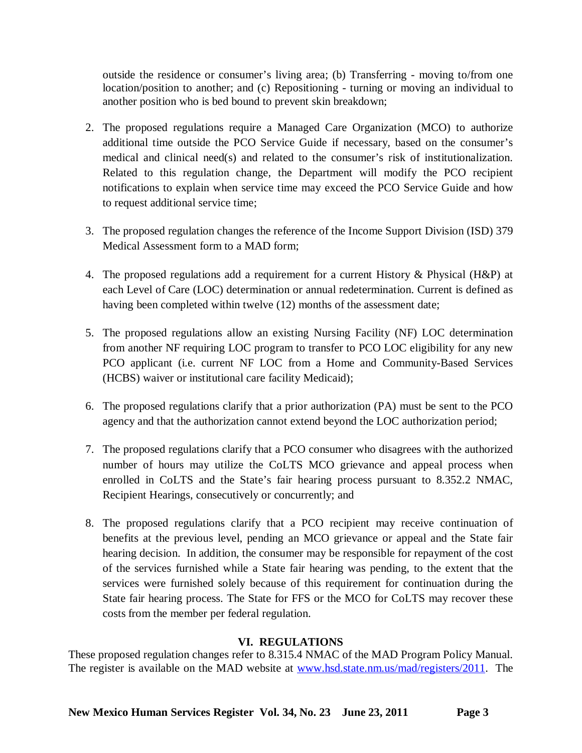outside the residence or consumer's living area; (b) Transferring - moving to/from one location/position to another; and (c) Repositioning - turning or moving an individual to another position who is bed bound to prevent skin breakdown;

2. The proposed regulations require a Managed Care Organization (MCO) to authorize additional time outside the PCO Service Guide if necessary, based on the consumer's medical and clinical need(s) and related to the consumer's risk of institutionalization. Related to this regulation change, the Department will modify the PCO recipient notifications to explain when service time may exceed the PCO Service Guide and how to request additional service time;

3. The proposed regulation changes the reference of the Income Support Division (ISD) 379 Medical Assessment form to a MAD form;

4. The proposed regulations add a requirement for a current History & Physical (H&P) at each Level of Care (LOC) determination or annual redetermination. Current is defined as having been completed within twelve (12) months of the assessment date;

5. The proposed regulations allow an existing Nursing Facility (NF) LOC determination from another NF requiring LOC program to transfer to PCO LOC eligibility for any new PCO applicant (i.e. current NF LOC from a Home and Community-Based Services (HCBS) waiver or institutional care facility Medicaid);

6. The proposed regulations clarify that a prior authorization (PA) must be sent to the PCO agency and that the authorization cannot extend beyond the LOC authorization period;

7. The proposed regulations clarify that a PCO consumer who disagrees with the authorized number of hours may utilize the CoLTS MCO grievance and appeal process when enrolled in CoLTS and the State's fair hearing process pursuant to 8.352.2 NMAC, Recipient Hearings, consecutively or concurrently; and

8. The proposed regulations clarify that a PCO recipient may receive continuation of benefits at the previous level, pending an MCO grievance or appeal and the State fair hearing decision. In addition, the consumer may be responsible for repayment of the cost of the services furnished while a State fair hearing was pending, to the extent that the services were furnished solely because of this requirement for continuation during the State fair hearing process. The State for FFS or the MCO for CoLTS may recover these costs from the member per federal regulation.

## VI. REGULATIONS

These proposed regulation changes refer to 8.315.4 NMAC of the MAD Program Policy Manual. The register is available on the MAD website at www.hsd.state.nm.us/mad/registers/2011. The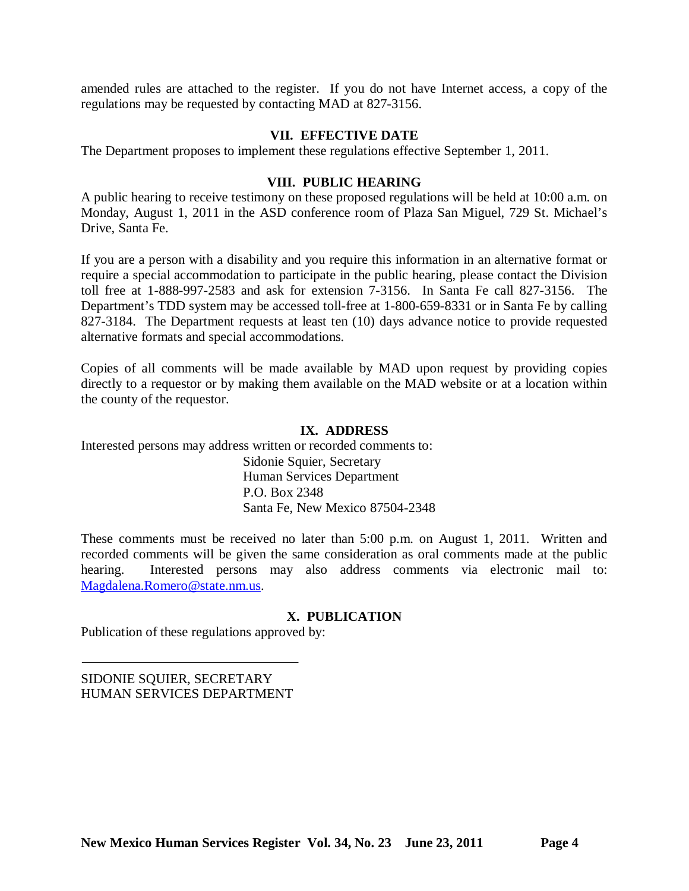amended rules are attached to the register. If you do not have Internet access, a copy of the regulations may be requested by contacting MAD at 827-3156.

## VII. EFFECTIVE DATE

The Department proposes to implement these regulations effective September 1, 2011.

## VIII. PUBLIC HEARING

A public hearing to receive testimony on these proposed regulations will be held at 10:00 a.m. on Monday, August 1, 2011 in the ASD conference room of Plaza San Miguel, 729 St. Michael's Drive, Santa Fe.

If you are a person with a disability and you require this information in an alternative format or require a special accommodation to participate in the public hearing, please contact the Division toll free at 1-888-997-2583 and ask for extension 7-3156. In Santa Fe call 827-3156. The Department's TDD system may be accessed toll-free at 1-800-659-8331 or in Santa Fe by calling 827-3184. The Department requests at least ten (10) days advance notice to provide requested alternative formats and special accommodations.

Copies of all comments will be made available by MAD upon request by providing copies directly to a requestor or by making them available on the MAD website or at a location within the county of the requestor.

## IX. ADDRESS

Interested persons may address written or recorded comments to:

Sidonie Squier, Secretary
Human Services Department
P.O. Box 2348
Santa Fe, New Mexico 87504-2348

These comments must be received no later than 5:00 p.m. on August 1, 2011. Written and recorded comments will be given the same consideration as oral comments made at the public hearing. Interested persons may also address comments via electronic mail to: Magdalena.Romero@state.nm.us.

## X. PUBLICATION

Publication of these regulations approved by:

\_\_\_\_\_\_\_\_\_\_\_\_\_\_\_\_\_\_\_\_\_\_\_\_\_\_\_\_\_\_\_\_

SIDONIE SQUIER, SECRETARY
HUMAN SERVICES DEPARTMENT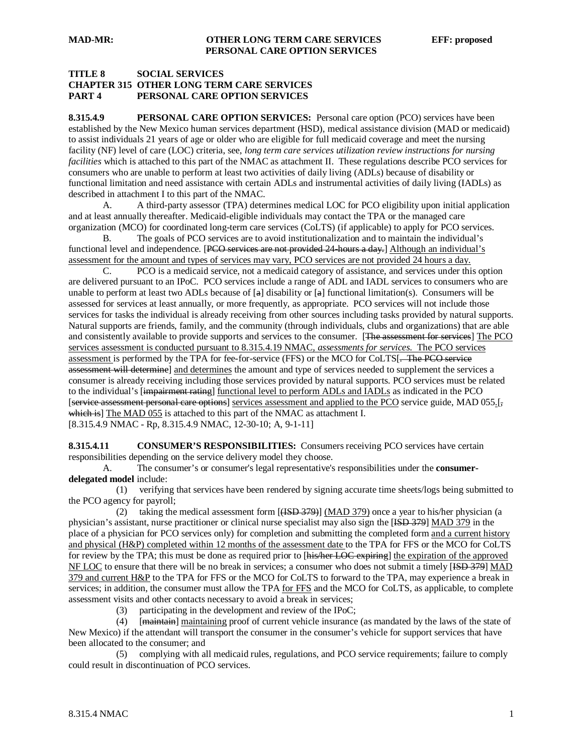**MAD-MR: OTHER LONG TERM CARE SERVICES EFF: proposed**
**PERSONAL CARE OPTION SERVICES**

**TITLE 8 SOCIAL SERVICES**
**CHAPTER 315 OTHER LONG TERM CARE SERVICES**
**PART 4 PERSONAL CARE OPTION SERVICES**

**8.315.4.9 PERSONAL CARE OPTION SERVICES:** Personal care option (PCO) services have been established by the New Mexico human services department (HSD), medical assistance division (MAD or medicaid) to assist individuals 21 years of age or older who are eligible for full medicaid coverage and meet the nursing facility (NF) level of care (LOC) criteria, see, *long term care services utilization review instructions for nursing facilities* which is attached to this part of the NMAC as attachment II. These regulations describe PCO services for consumers who are unable to perform at least two activities of daily living (ADLs) because of disability or functional limitation and need assistance with certain ADLs and instrumental activities of daily living (IADLs) as described in attachment I to this part of the NMAC.

A. A third-party assessor (TPA) determines medical LOC for PCO eligibility upon initial application and at least annually thereafter. Medicaid-eligible individuals may contact the TPA or the managed care organization (MCO) for coordinated long-term care services (CoLTS) (if applicable) to apply for PCO services.

B. The goals of PCO services are to avoid institutionalization and to maintain the individual's functional level and independence. [~~PCO services are not provided 24-hours a day.~~] Although an individual's assessment for the amount and types of services may vary, PCO services are not provided 24 hours a day.

C. PCO is a medicaid service, not a medicaid category of assistance, and services under this option are delivered pursuant to an IPoC. PCO services include a range of ADL and IADL services to consumers who are unable to perform at least two ADLs because of [~~a~~] disability or [~~a~~] functional limitation(s). Consumers will be assessed for services at least annually, or more frequently, as appropriate. PCO services will not include those services for tasks the individual is already receiving from other sources including tasks provided by natural supports. Natural supports are friends, family, and the community (through individuals, clubs and organizations) that are able and consistently available to provide supports and services to the consumer. [~~The assessment for services~~] The PCO services assessment is conducted pursuant to 8.315.4.19 NMAC, *assessments for services.* The PCO services assessment is performed by the TPA for fee-for-service (FFS) or the MCO for CoLTS[~~. The PCO service assessment will determine~~] and determines the amount and type of services needed to supplement the services a consumer is already receiving including those services provided by natural supports. PCO services must be related to the individual's [~~impairment rating~~] functional level to perform ADLs and IADLs as indicated in the PCO [~~service assessment personal care options~~] services assessment and applied to the PCO service guide, MAD 055.[~~, which is~~] The MAD 055 is attached to this part of the NMAC as attachment I.
[8.315.4.9 NMAC - Rp, 8.315.4.9 NMAC, 12-30-10; A, 9-1-11]

**8.315.4.11 CONSUMER'S RESPONSIBILITIES:** Consumers receiving PCO services have certain responsibilities depending on the service delivery model they choose.

A. The consumer's or consumer's legal representative's responsibilities under the **consumer-delegated model** include:

(1) verifying that services have been rendered by signing accurate time sheets/logs being submitted to the PCO agency for payroll;

(2) taking the medical assessment form [~~(ISD 379)~~] (MAD 379) once a year to his/her physician (a physician's assistant, nurse practitioner or clinical nurse specialist may also sign the [~~ISD 379~~] MAD 379 in the place of a physician for PCO services only) for completion and submitting the completed form and a current history and physical (H&P) completed within 12 months of the assessment date to the TPA for FFS or the MCO for CoLTS for review by the TPA; this must be done as required prior to [~~his/her LOC expiring~~] the expiration of the approved NF LOC to ensure that there will be no break in services; a consumer who does not submit a timely [~~ISD 379~~] MAD 379 and current H&P to the TPA for FFS or the MCO for CoLTS to forward to the TPA, may experience a break in services; in addition, the consumer must allow the TPA for FFS and the MCO for CoLTS, as applicable, to complete assessment visits and other contacts necessary to avoid a break in services;

(3) participating in the development and review of the IPoC;

(4) [~~maintain~~] maintaining proof of current vehicle insurance (as mandated by the laws of the state of New Mexico) if the attendant will transport the consumer in the consumer's vehicle for support services that have been allocated to the consumer; and

(5) complying with all medicaid rules, regulations, and PCO service requirements; failure to comply could result in discontinuation of PCO services.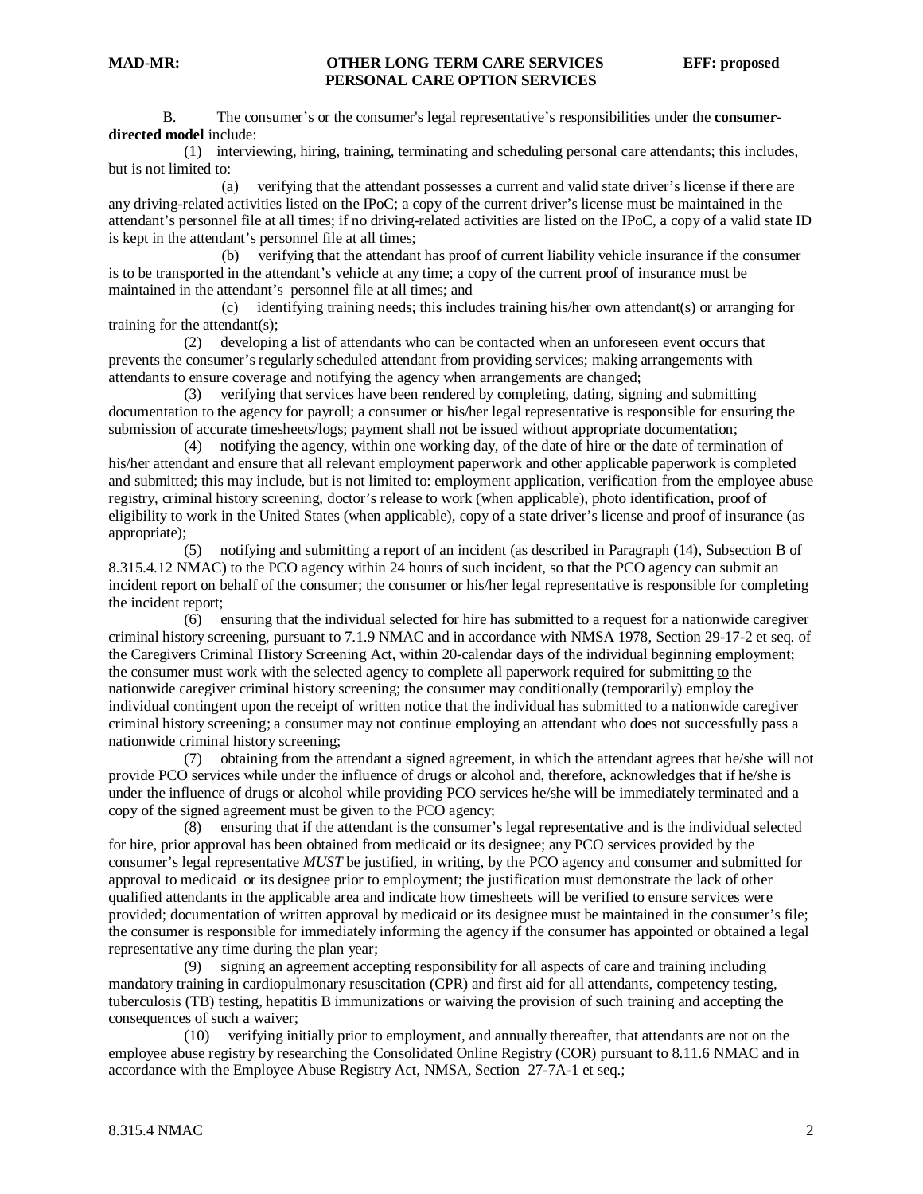B. The consumer's or the consumer's legal representative's responsibilities under the **consumer-directed model** include:

(1) interviewing, hiring, training, terminating and scheduling personal care attendants; this includes, but is not limited to:

(a) verifying that the attendant possesses a current and valid state driver's license if there are any driving-related activities listed on the IPoC; a copy of the current driver's license must be maintained in the attendant's personnel file at all times; if no driving-related activities are listed on the IPoC, a copy of a valid state ID is kept in the attendant's personnel file at all times;

(b) verifying that the attendant has proof of current liability vehicle insurance if the consumer is to be transported in the attendant's vehicle at any time; a copy of the current proof of insurance must be maintained in the attendant's personnel file at all times; and

(c) identifying training needs; this includes training his/her own attendant(s) or arranging for training for the attendant(s);

(2) developing a list of attendants who can be contacted when an unforeseen event occurs that prevents the consumer's regularly scheduled attendant from providing services; making arrangements with attendants to ensure coverage and notifying the agency when arrangements are changed;

(3) verifying that services have been rendered by completing, dating, signing and submitting documentation to the agency for payroll; a consumer or his/her legal representative is responsible for ensuring the submission of accurate timesheets/logs; payment shall not be issued without appropriate documentation;

(4) notifying the agency, within one working day, of the date of hire or the date of termination of his/her attendant and ensure that all relevant employment paperwork and other applicable paperwork is completed and submitted; this may include, but is not limited to: employment application, verification from the employee abuse registry, criminal history screening, doctor's release to work (when applicable), photo identification, proof of eligibility to work in the United States (when applicable), copy of a state driver's license and proof of insurance (as appropriate);

(5) notifying and submitting a report of an incident (as described in Paragraph (14), Subsection B of 8.315.4.12 NMAC) to the PCO agency within 24 hours of such incident, so that the PCO agency can submit an incident report on behalf of the consumer; the consumer or his/her legal representative is responsible for completing the incident report;

(6) ensuring that the individual selected for hire has submitted to a request for a nationwide caregiver criminal history screening, pursuant to 7.1.9 NMAC and in accordance with NMSA 1978, Section 29-17-2 et seq. of the Caregivers Criminal History Screening Act, within 20-calendar days of the individual beginning employment; the consumer must work with the selected agency to complete all paperwork required for submitting to the nationwide caregiver criminal history screening; the consumer may conditionally (temporarily) employ the individual contingent upon the receipt of written notice that the individual has submitted to a nationwide caregiver criminal history screening; a consumer may not continue employing an attendant who does not successfully pass a nationwide criminal history screening;

(7) obtaining from the attendant a signed agreement, in which the attendant agrees that he/she will not provide PCO services while under the influence of drugs or alcohol and, therefore, acknowledges that if he/she is under the influence of drugs or alcohol while providing PCO services he/she will be immediately terminated and a copy of the signed agreement must be given to the PCO agency;

(8) ensuring that if the attendant is the consumer's legal representative and is the individual selected for hire, prior approval has been obtained from medicaid or its designee; any PCO services provided by the consumer's legal representative *MUST* be justified, in writing, by the PCO agency and consumer and submitted for approval to medicaid or its designee prior to employment; the justification must demonstrate the lack of other qualified attendants in the applicable area and indicate how timesheets will be verified to ensure services were provided; documentation of written approval by medicaid or its designee must be maintained in the consumer's file; the consumer is responsible for immediately informing the agency if the consumer has appointed or obtained a legal representative any time during the plan year;

(9) signing an agreement accepting responsibility for all aspects of care and training including mandatory training in cardiopulmonary resuscitation (CPR) and first aid for all attendants, competency testing, tuberculosis (TB) testing, hepatitis B immunizations or waiving the provision of such training and accepting the consequences of such a waiver;

(10) verifying initially prior to employment, and annually thereafter, that attendants are not on the employee abuse registry by researching the Consolidated Online Registry (COR) pursuant to 8.11.6 NMAC and in accordance with the Employee Abuse Registry Act, NMSA, Section 27-7A-1 et seq.;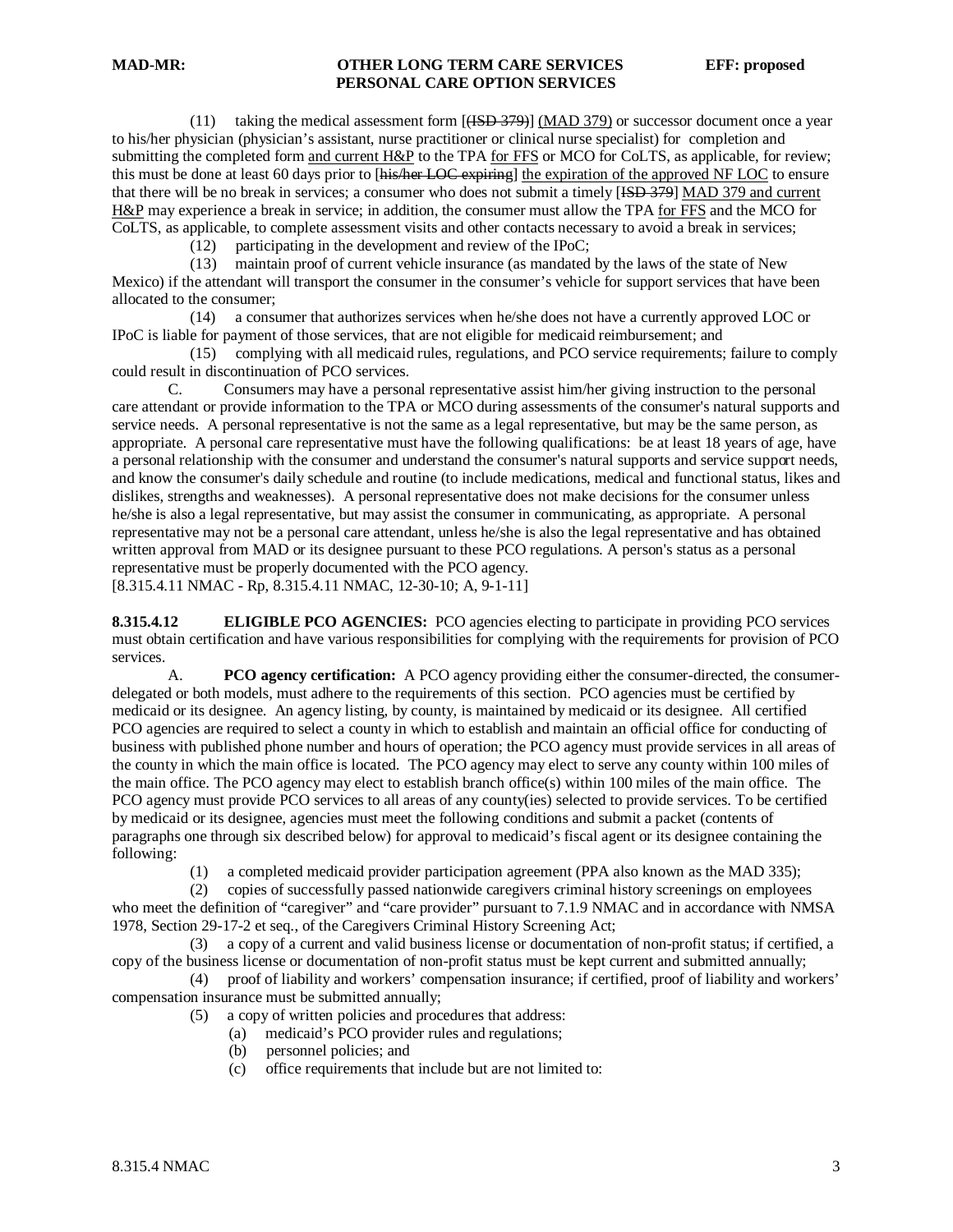(11) taking the medical assessment form [(ISD 379)] (MAD 379) or successor document once a year to his/her physician (physician's assistant, nurse practitioner or clinical nurse specialist) for completion and submitting the completed form and current H&P to the TPA for FFS or MCO for CoLTS, as applicable, for review; this must be done at least 60 days prior to [his/her LOC expiring] the expiration of the approved NF LOC to ensure that there will be no break in services; a consumer who does not submit a timely [ISD 379] MAD 379 and current H&P may experience a break in service; in addition, the consumer must allow the TPA for FFS and the MCO for CoLTS, as applicable, to complete assessment visits and other contacts necessary to avoid a break in services;

(12) participating in the development and review of the IPoC;

(13) maintain proof of current vehicle insurance (as mandated by the laws of the state of New Mexico) if the attendant will transport the consumer in the consumer's vehicle for support services that have been allocated to the consumer;

(14) a consumer that authorizes services when he/she does not have a currently approved LOC or IPoC is liable for payment of those services, that are not eligible for medicaid reimbursement; and

(15) complying with all medicaid rules, regulations, and PCO service requirements; failure to comply could result in discontinuation of PCO services.

C. Consumers may have a personal representative assist him/her giving instruction to the personal care attendant or provide information to the TPA or MCO during assessments of the consumer's natural supports and service needs. A personal representative is not the same as a legal representative, but may be the same person, as appropriate. A personal care representative must have the following qualifications: be at least 18 years of age, have a personal relationship with the consumer and understand the consumer's natural supports and service support needs, and know the consumer's daily schedule and routine (to include medications, medical and functional status, likes and dislikes, strengths and weaknesses). A personal representative does not make decisions for the consumer unless he/she is also a legal representative, but may assist the consumer in communicating, as appropriate. A personal representative may not be a personal care attendant, unless he/she is also the legal representative and has obtained written approval from MAD or its designee pursuant to these PCO regulations. A person's status as a personal representative must be properly documented with the PCO agency.

[8.315.4.11 NMAC - Rp, 8.315.4.11 NMAC, 12-30-10; A, 9-1-11]

**8.315.4.12 ELIGIBLE PCO AGENCIES:** PCO agencies electing to participate in providing PCO services must obtain certification and have various responsibilities for complying with the requirements for provision of PCO services.

A. **PCO agency certification:** A PCO agency providing either the consumer-directed, the consumer-delegated or both models, must adhere to the requirements of this section. PCO agencies must be certified by medicaid or its designee. An agency listing, by county, is maintained by medicaid or its designee. All certified PCO agencies are required to select a county in which to establish and maintain an official office for conducting of business with published phone number and hours of operation; the PCO agency must provide services in all areas of the county in which the main office is located. The PCO agency may elect to serve any county within 100 miles of the main office. The PCO agency may elect to establish branch office(s) within 100 miles of the main office. The PCO agency must provide PCO services to all areas of any county(ies) selected to provide services. To be certified by medicaid or its designee, agencies must meet the following conditions and submit a packet (contents of paragraphs one through six described below) for approval to medicaid's fiscal agent or its designee containing the following:

(1) a completed medicaid provider participation agreement (PPA also known as the MAD 335);

(2) copies of successfully passed nationwide caregivers criminal history screenings on employees who meet the definition of "caregiver" and "care provider" pursuant to 7.1.9 NMAC and in accordance with NMSA 1978, Section 29-17-2 et seq., of the Caregivers Criminal History Screening Act;

(3) a copy of a current and valid business license or documentation of non-profit status; if certified, a copy of the business license or documentation of non-profit status must be kept current and submitted annually;

(4) proof of liability and workers' compensation insurance; if certified, proof of liability and workers' compensation insurance must be submitted annually;

(5) a copy of written policies and procedures that address:

(a) medicaid's PCO provider rules and regulations;

(b) personnel policies; and

(c) office requirements that include but are not limited to: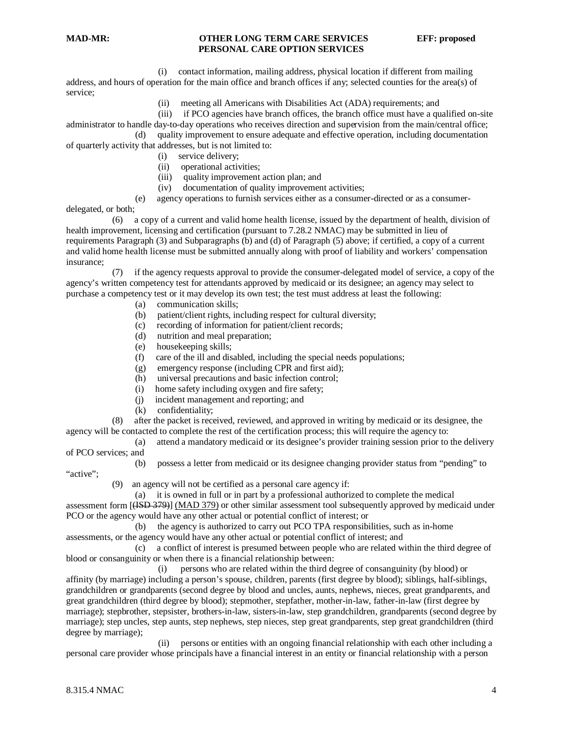(i) contact information, mailing address, physical location if different from mailing address, and hours of operation for the main office and branch offices if any; selected counties for the area(s) of service;

(ii) meeting all Americans with Disabilities Act (ADA) requirements; and

(iii) if PCO agencies have branch offices, the branch office must have a qualified on-site administrator to handle day-to-day operations who receives direction and supervision from the main/central office;

(d) quality improvement to ensure adequate and effective operation, including documentation of quarterly activity that addresses, but is not limited to:

(i) service delivery;

(ii) operational activities;

(iii) quality improvement action plan; and

(iv) documentation of quality improvement activities;

(e) agency operations to furnish services either as a consumer-directed or as a consumer-delegated, or both;

(6) a copy of a current and valid home health license, issued by the department of health, division of health improvement, licensing and certification (pursuant to 7.28.2 NMAC) may be submitted in lieu of requirements Paragraph (3) and Subparagraphs (b) and (d) of Paragraph (5) above; if certified, a copy of a current and valid home health license must be submitted annually along with proof of liability and workers' compensation insurance;

(7) if the agency requests approval to provide the consumer-delegated model of service, a copy of the agency's written competency test for attendants approved by medicaid or its designee; an agency may select to purchase a competency test or it may develop its own test; the test must address at least the following:

(a) communication skills;

(b) patient/client rights, including respect for cultural diversity;

(c) recording of information for patient/client records;

(d) nutrition and meal preparation;

(e) housekeeping skills;

(f) care of the ill and disabled, including the special needs populations;

(g) emergency response (including CPR and first aid);

(h) universal precautions and basic infection control;

(i) home safety including oxygen and fire safety;

(j) incident management and reporting; and

(k) confidentiality;

(8) after the packet is received, reviewed, and approved in writing by medicaid or its designee, the agency will be contacted to complete the rest of the certification process; this will require the agency to:

(a) attend a mandatory medicaid or its designee's provider training session prior to the delivery of PCO services; and

(b) possess a letter from medicaid or its designee changing provider status from "pending" to "active";

(9) an agency will not be certified as a personal care agency if:

(a) it is owned in full or in part by a professional authorized to complete the medical assessment form [~~(ISD 379)~~] (MAD 379) or other similar assessment tool subsequently approved by medicaid under PCO or the agency would have any other actual or potential conflict of interest; or

(b) the agency is authorized to carry out PCO TPA responsibilities, such as in-home assessments, or the agency would have any other actual or potential conflict of interest; and

(c) a conflict of interest is presumed between people who are related within the third degree of blood or consanguinity or when there is a financial relationship between:

(i) persons who are related within the third degree of consanguinity (by blood) or affinity (by marriage) including a person's spouse, children, parents (first degree by blood); siblings, half-siblings, grandchildren or grandparents (second degree by blood and uncles, aunts, nephews, nieces, great grandparents, and great grandchildren (third degree by blood); stepmother, stepfather, mother-in-law, father-in-law (first degree by marriage); stepbrother, stepsister, brothers-in-law, sisters-in-law, step grandchildren, grandparents (second degree by marriage); step uncles, step aunts, step nephews, step nieces, step great grandparents, step great grandchildren (third degree by marriage);

(ii) persons or entities with an ongoing financial relationship with each other including a personal care provider whose principals have a financial interest in an entity or financial relationship with a person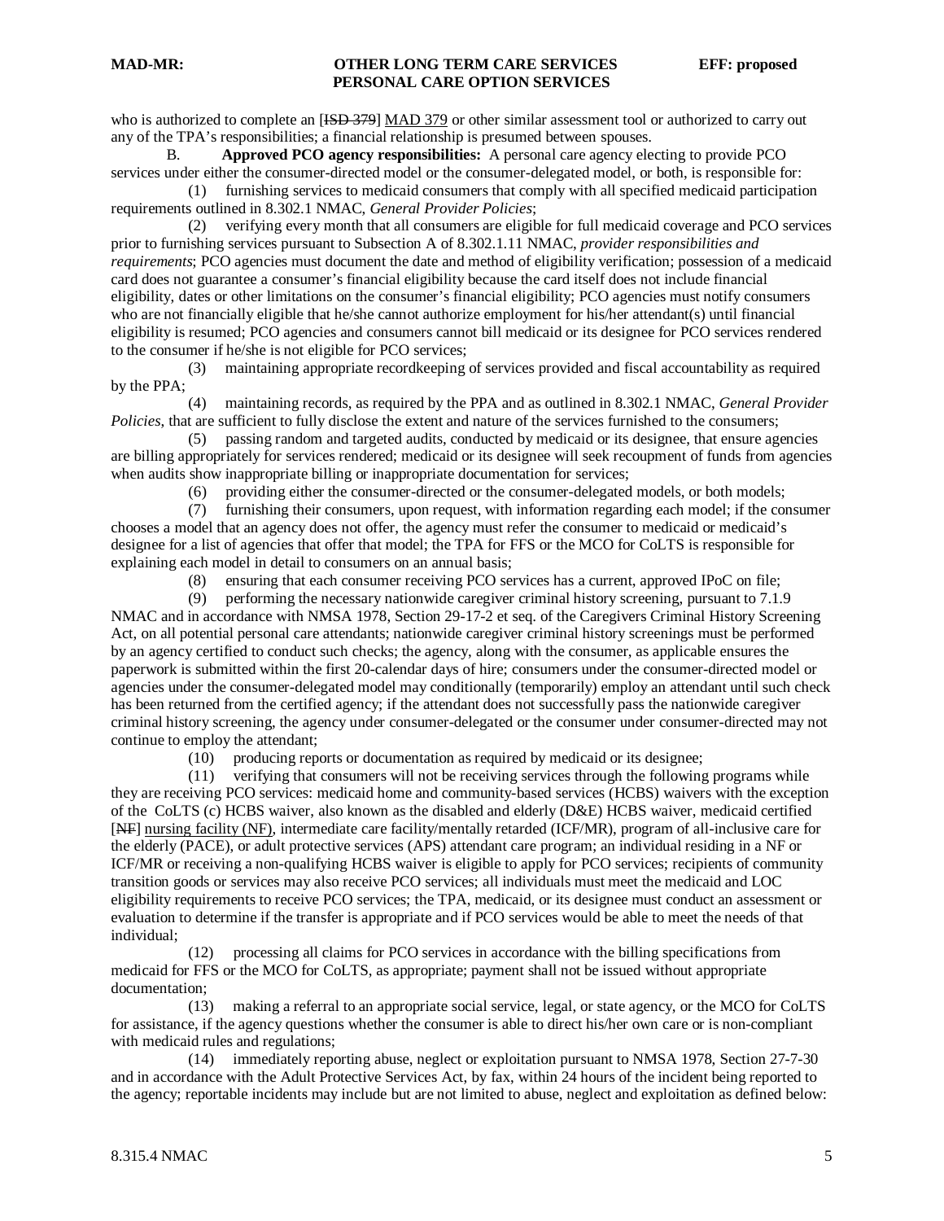who is authorized to complete an [~~ISD 379~~] MAD 379 or other similar assessment tool or authorized to carry out any of the TPA's responsibilities; a financial relationship is presumed between spouses.

B. **Approved PCO agency responsibilities:** A personal care agency electing to provide PCO services under either the consumer-directed model or the consumer-delegated model, or both, is responsible for:

(1) furnishing services to medicaid consumers that comply with all specified medicaid participation requirements outlined in 8.302.1 NMAC, *General Provider Policies*;

(2) verifying every month that all consumers are eligible for full medicaid coverage and PCO services prior to furnishing services pursuant to Subsection A of 8.302.1.11 NMAC, *provider responsibilities and requirements*; PCO agencies must document the date and method of eligibility verification; possession of a medicaid card does not guarantee a consumer's financial eligibility because the card itself does not include financial eligibility, dates or other limitations on the consumer's financial eligibility; PCO agencies must notify consumers who are not financially eligible that he/she cannot authorize employment for his/her attendant(s) until financial eligibility is resumed; PCO agencies and consumers cannot bill medicaid or its designee for PCO services rendered to the consumer if he/she is not eligible for PCO services;

(3) maintaining appropriate recordkeeping of services provided and fiscal accountability as required by the PPA;

(4) maintaining records, as required by the PPA and as outlined in 8.302.1 NMAC, *General Provider Policies*, that are sufficient to fully disclose the extent and nature of the services furnished to the consumers;

(5) passing random and targeted audits, conducted by medicaid or its designee, that ensure agencies are billing appropriately for services rendered; medicaid or its designee will seek recoupment of funds from agencies when audits show inappropriate billing or inappropriate documentation for services;

(6) providing either the consumer-directed or the consumer-delegated models, or both models;

(7) furnishing their consumers, upon request, with information regarding each model; if the consumer chooses a model that an agency does not offer, the agency must refer the consumer to medicaid or medicaid's designee for a list of agencies that offer that model; the TPA for FFS or the MCO for CoLTS is responsible for explaining each model in detail to consumers on an annual basis;

(8) ensuring that each consumer receiving PCO services has a current, approved IPoC on file;

(9) performing the necessary nationwide caregiver criminal history screening, pursuant to 7.1.9 NMAC and in accordance with NMSA 1978, Section 29-17-2 et seq. of the Caregivers Criminal History Screening Act, on all potential personal care attendants; nationwide caregiver criminal history screenings must be performed by an agency certified to conduct such checks; the agency, along with the consumer, as applicable ensures the paperwork is submitted within the first 20-calendar days of hire; consumers under the consumer-directed model or agencies under the consumer-delegated model may conditionally (temporarily) employ an attendant until such check has been returned from the certified agency; if the attendant does not successfully pass the nationwide caregiver criminal history screening, the agency under consumer-delegated or the consumer under consumer-directed may not continue to employ the attendant;

(10) producing reports or documentation as required by medicaid or its designee;

(11) verifying that consumers will not be receiving services through the following programs while they are receiving PCO services: medicaid home and community-based services (HCBS) waivers with the exception of the CoLTS (c) HCBS waiver, also known as the disabled and elderly (D&E) HCBS waiver, medicaid certified [~~NF~~] nursing facility (NF), intermediate care facility/mentally retarded (ICF/MR), program of all-inclusive care for the elderly (PACE), or adult protective services (APS) attendant care program; an individual residing in a NF or ICF/MR or receiving a non-qualifying HCBS waiver is eligible to apply for PCO services; recipients of community transition goods or services may also receive PCO services; all individuals must meet the medicaid and LOC eligibility requirements to receive PCO services; the TPA, medicaid, or its designee must conduct an assessment or evaluation to determine if the transfer is appropriate and if PCO services would be able to meet the needs of that individual;

(12) processing all claims for PCO services in accordance with the billing specifications from medicaid for FFS or the MCO for CoLTS, as appropriate; payment shall not be issued without appropriate documentation;

(13) making a referral to an appropriate social service, legal, or state agency, or the MCO for CoLTS for assistance, if the agency questions whether the consumer is able to direct his/her own care or is non-compliant with medicaid rules and regulations;

(14) immediately reporting abuse, neglect or exploitation pursuant to NMSA 1978, Section 27-7-30 and in accordance with the Adult Protective Services Act, by fax, within 24 hours of the incident being reported to the agency; reportable incidents may include but are not limited to abuse, neglect and exploitation as defined below: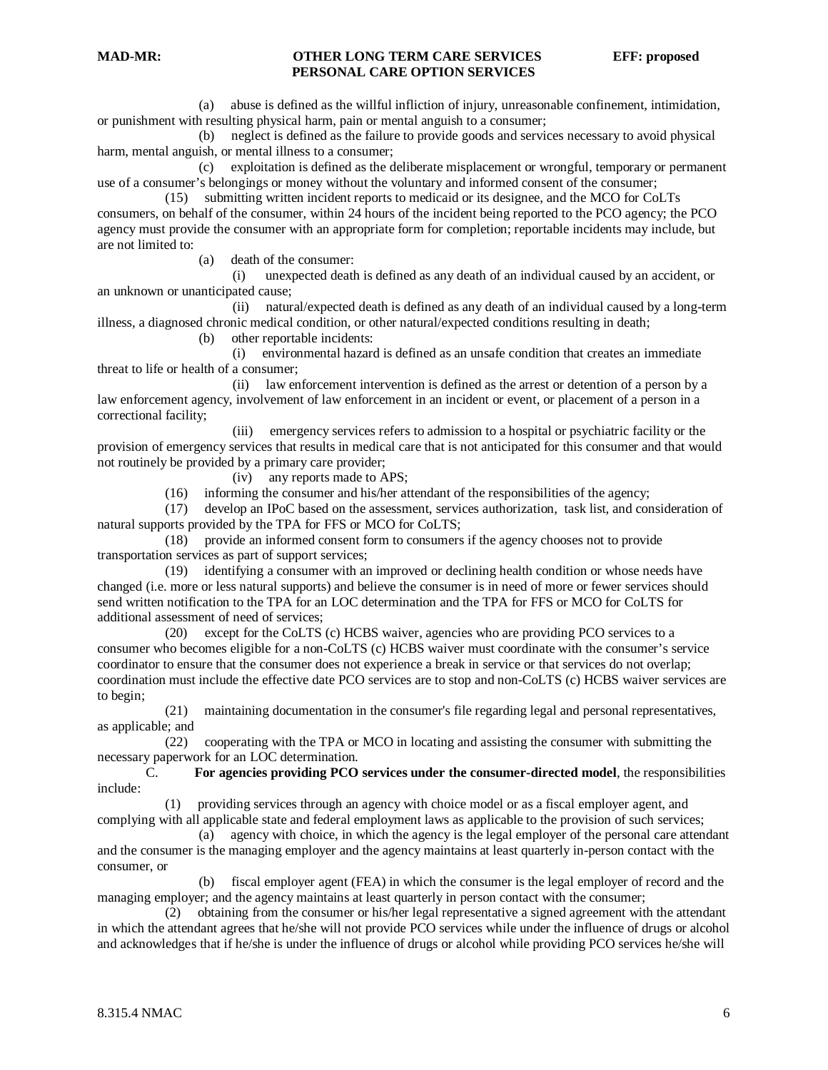(a) abuse is defined as the willful infliction of injury, unreasonable confinement, intimidation, or punishment with resulting physical harm, pain or mental anguish to a consumer;

(b) neglect is defined as the failure to provide goods and services necessary to avoid physical harm, mental anguish, or mental illness to a consumer;

(c) exploitation is defined as the deliberate misplacement or wrongful, temporary or permanent use of a consumer's belongings or money without the voluntary and informed consent of the consumer;

(15) submitting written incident reports to medicaid or its designee, and the MCO for CoLTs consumers, on behalf of the consumer, within 24 hours of the incident being reported to the PCO agency; the PCO agency must provide the consumer with an appropriate form for completion; reportable incidents may include, but are not limited to:

(a) death of the consumer:

(i) unexpected death is defined as any death of an individual caused by an accident, or an unknown or unanticipated cause;

(ii) natural/expected death is defined as any death of an individual caused by a long-term illness, a diagnosed chronic medical condition, or other natural/expected conditions resulting in death;

(b) other reportable incidents:

(i) environmental hazard is defined as an unsafe condition that creates an immediate threat to life or health of a consumer;

(ii) law enforcement intervention is defined as the arrest or detention of a person by a law enforcement agency, involvement of law enforcement in an incident or event, or placement of a person in a correctional facility;

(iii) emergency services refers to admission to a hospital or psychiatric facility or the provision of emergency services that results in medical care that is not anticipated for this consumer and that would not routinely be provided by a primary care provider;

(iv) any reports made to APS;

(16) informing the consumer and his/her attendant of the responsibilities of the agency;

(17) develop an IPoC based on the assessment, services authorization, task list, and consideration of natural supports provided by the TPA for FFS or MCO for CoLTS;

(18) provide an informed consent form to consumers if the agency chooses not to provide transportation services as part of support services;

(19) identifying a consumer with an improved or declining health condition or whose needs have changed (i.e. more or less natural supports) and believe the consumer is in need of more or fewer services should send written notification to the TPA for an LOC determination and the TPA for FFS or MCO for CoLTS for additional assessment of need of services;

(20) except for the CoLTS (c) HCBS waiver, agencies who are providing PCO services to a consumer who becomes eligible for a non-CoLTS (c) HCBS waiver must coordinate with the consumer's service coordinator to ensure that the consumer does not experience a break in service or that services do not overlap; coordination must include the effective date PCO services are to stop and non-CoLTS (c) HCBS waiver services are to begin;

(21) maintaining documentation in the consumer's file regarding legal and personal representatives, as applicable; and

(22) cooperating with the TPA or MCO in locating and assisting the consumer with submitting the necessary paperwork for an LOC determination.

C. **For agencies providing PCO services under the consumer-directed model**, the responsibilities include:

(1) providing services through an agency with choice model or as a fiscal employer agent, and complying with all applicable state and federal employment laws as applicable to the provision of such services;

(a) agency with choice, in which the agency is the legal employer of the personal care attendant and the consumer is the managing employer and the agency maintains at least quarterly in-person contact with the consumer, or

(b) fiscal employer agent (FEA) in which the consumer is the legal employer of record and the managing employer; and the agency maintains at least quarterly in person contact with the consumer;

(2) obtaining from the consumer or his/her legal representative a signed agreement with the attendant in which the attendant agrees that he/she will not provide PCO services while under the influence of drugs or alcohol and acknowledges that if he/she is under the influence of drugs or alcohol while providing PCO services he/she will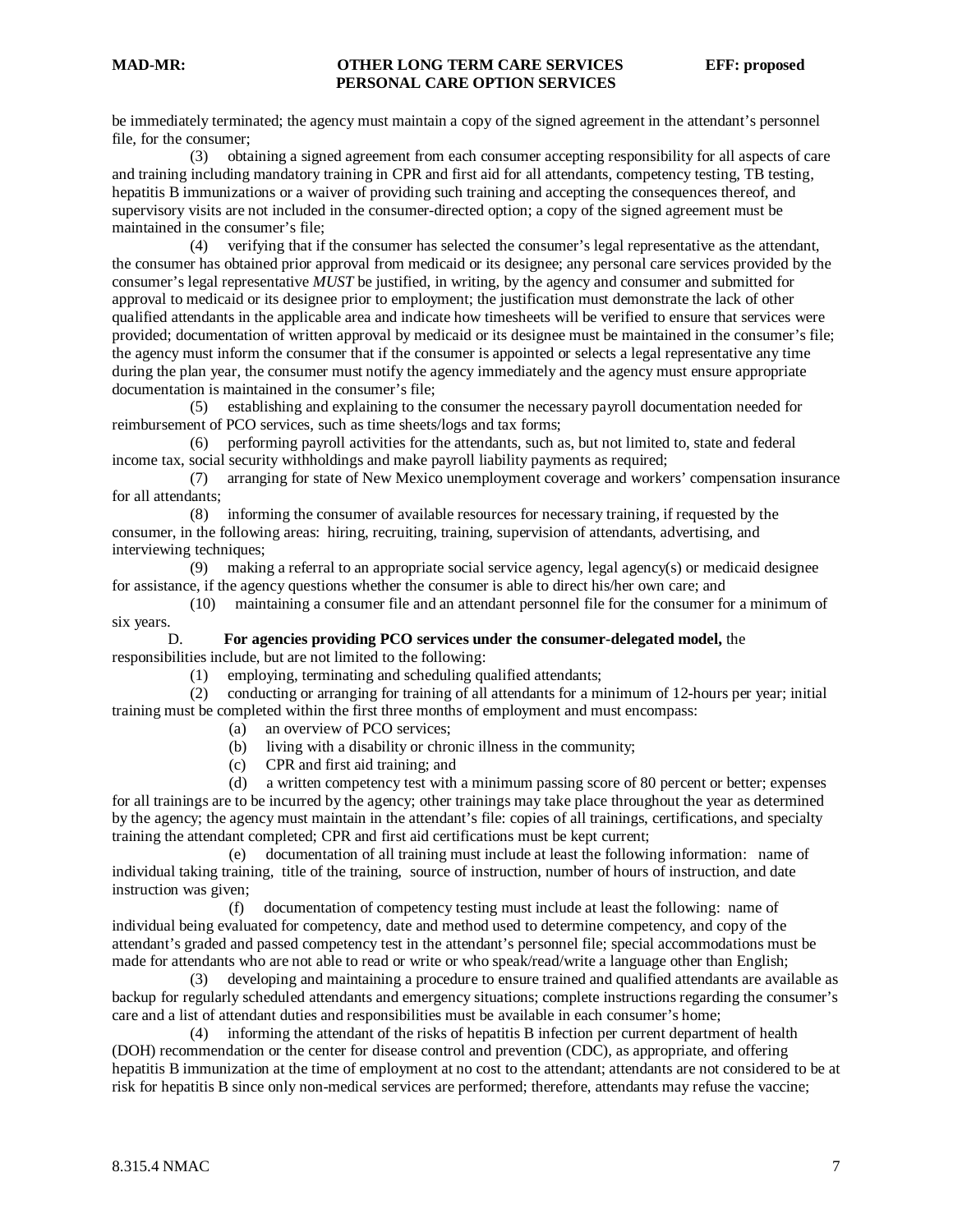be immediately terminated; the agency must maintain a copy of the signed agreement in the attendant's personnel file, for the consumer;

(3) obtaining a signed agreement from each consumer accepting responsibility for all aspects of care and training including mandatory training in CPR and first aid for all attendants, competency testing, TB testing, hepatitis B immunizations or a waiver of providing such training and accepting the consequences thereof, and supervisory visits are not included in the consumer-directed option; a copy of the signed agreement must be maintained in the consumer's file;

(4) verifying that if the consumer has selected the consumer's legal representative as the attendant, the consumer has obtained prior approval from medicaid or its designee; any personal care services provided by the consumer's legal representative *MUST* be justified, in writing, by the agency and consumer and submitted for approval to medicaid or its designee prior to employment; the justification must demonstrate the lack of other qualified attendants in the applicable area and indicate how timesheets will be verified to ensure that services were provided; documentation of written approval by medicaid or its designee must be maintained in the consumer's file; the agency must inform the consumer that if the consumer is appointed or selects a legal representative any time during the plan year, the consumer must notify the agency immediately and the agency must ensure appropriate documentation is maintained in the consumer's file;

(5) establishing and explaining to the consumer the necessary payroll documentation needed for reimbursement of PCO services, such as time sheets/logs and tax forms;

(6) performing payroll activities for the attendants, such as, but not limited to, state and federal income tax, social security withholdings and make payroll liability payments as required;

(7) arranging for state of New Mexico unemployment coverage and workers' compensation insurance for all attendants;

(8) informing the consumer of available resources for necessary training, if requested by the consumer, in the following areas: hiring, recruiting, training, supervision of attendants, advertising, and interviewing techniques;

(9) making a referral to an appropriate social service agency, legal agency(s) or medicaid designee for assistance, if the agency questions whether the consumer is able to direct his/her own care; and

(10) maintaining a consumer file and an attendant personnel file for the consumer for a minimum of six years.

D. **For agencies providing PCO services under the consumer-delegated model,** the responsibilities include, but are not limited to the following:

(1) employing, terminating and scheduling qualified attendants;

(2) conducting or arranging for training of all attendants for a minimum of 12-hours per year; initial training must be completed within the first three months of employment and must encompass:

(a) an overview of PCO services;

(b) living with a disability or chronic illness in the community;

(c) CPR and first aid training; and

(d) a written competency test with a minimum passing score of 80 percent or better; expenses for all trainings are to be incurred by the agency; other trainings may take place throughout the year as determined by the agency; the agency must maintain in the attendant's file: copies of all trainings, certifications, and specialty training the attendant completed; CPR and first aid certifications must be kept current;

(e) documentation of all training must include at least the following information: name of individual taking training, title of the training, source of instruction, number of hours of instruction, and date instruction was given;

(f) documentation of competency testing must include at least the following: name of individual being evaluated for competency, date and method used to determine competency, and copy of the attendant's graded and passed competency test in the attendant's personnel file; special accommodations must be made for attendants who are not able to read or write or who speak/read/write a language other than English;

(3) developing and maintaining a procedure to ensure trained and qualified attendants are available as backup for regularly scheduled attendants and emergency situations; complete instructions regarding the consumer's care and a list of attendant duties and responsibilities must be available in each consumer's home;

(4) informing the attendant of the risks of hepatitis B infection per current department of health (DOH) recommendation or the center for disease control and prevention (CDC), as appropriate, and offering hepatitis B immunization at the time of employment at no cost to the attendant; attendants are not considered to be at risk for hepatitis B since only non-medical services are performed; therefore, attendants may refuse the vaccine;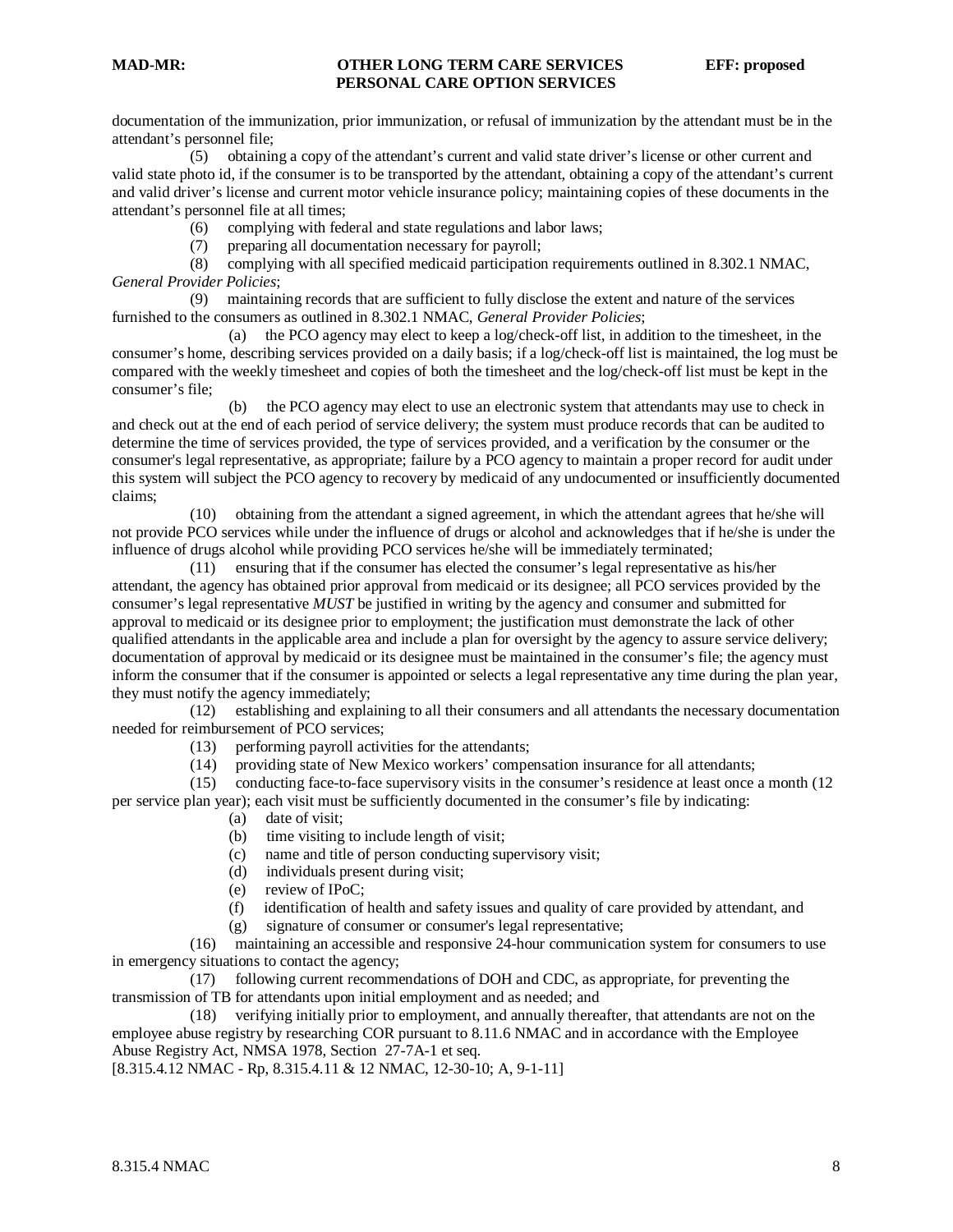documentation of the immunization, prior immunization, or refusal of immunization by the attendant must be in the attendant's personnel file;

(5) obtaining a copy of the attendant's current and valid state driver's license or other current and valid state photo id, if the consumer is to be transported by the attendant, obtaining a copy of the attendant's current and valid driver's license and current motor vehicle insurance policy; maintaining copies of these documents in the attendant's personnel file at all times;

(6) complying with federal and state regulations and labor laws;

(7) preparing all documentation necessary for payroll;

(8) complying with all specified medicaid participation requirements outlined in 8.302.1 NMAC, *General Provider Policies*;

(9) maintaining records that are sufficient to fully disclose the extent and nature of the services furnished to the consumers as outlined in 8.302.1 NMAC, *General Provider Policies*;

(a) the PCO agency may elect to keep a log/check-off list, in addition to the timesheet, in the consumer's home, describing services provided on a daily basis; if a log/check-off list is maintained, the log must be compared with the weekly timesheet and copies of both the timesheet and the log/check-off list must be kept in the consumer's file;

(b) the PCO agency may elect to use an electronic system that attendants may use to check in and check out at the end of each period of service delivery; the system must produce records that can be audited to determine the time of services provided, the type of services provided, and a verification by the consumer or the consumer's legal representative, as appropriate; failure by a PCO agency to maintain a proper record for audit under this system will subject the PCO agency to recovery by medicaid of any undocumented or insufficiently documented claims;

(10) obtaining from the attendant a signed agreement, in which the attendant agrees that he/she will not provide PCO services while under the influence of drugs or alcohol and acknowledges that if he/she is under the influence of drugs alcohol while providing PCO services he/she will be immediately terminated;

(11) ensuring that if the consumer has elected the consumer's legal representative as his/her attendant, the agency has obtained prior approval from medicaid or its designee; all PCO services provided by the consumer's legal representative *MUST* be justified in writing by the agency and consumer and submitted for approval to medicaid or its designee prior to employment; the justification must demonstrate the lack of other qualified attendants in the applicable area and include a plan for oversight by the agency to assure service delivery; documentation of approval by medicaid or its designee must be maintained in the consumer's file; the agency must inform the consumer that if the consumer is appointed or selects a legal representative any time during the plan year, they must notify the agency immediately;

(12) establishing and explaining to all their consumers and all attendants the necessary documentation needed for reimbursement of PCO services;

(13) performing payroll activities for the attendants;

(14) providing state of New Mexico workers' compensation insurance for all attendants;

(15) conducting face-to-face supervisory visits in the consumer's residence at least once a month (12 per service plan year); each visit must be sufficiently documented in the consumer's file by indicating:

(a) date of visit;

(b) time visiting to include length of visit;

(c) name and title of person conducting supervisory visit;

(d) individuals present during visit;

(e) review of IPoC;

(f) identification of health and safety issues and quality of care provided by attendant, and

(g) signature of consumer or consumer's legal representative;

(16) maintaining an accessible and responsive 24-hour communication system for consumers to use in emergency situations to contact the agency;

(17) following current recommendations of DOH and CDC, as appropriate, for preventing the transmission of TB for attendants upon initial employment and as needed; and

(18) verifying initially prior to employment, and annually thereafter, that attendants are not on the employee abuse registry by researching COR pursuant to 8.11.6 NMAC and in accordance with the Employee Abuse Registry Act, NMSA 1978, Section 27-7A-1 et seq.

[8.315.4.12 NMAC - Rp, 8.315.4.11 & 12 NMAC, 12-30-10; A, 9-1-11]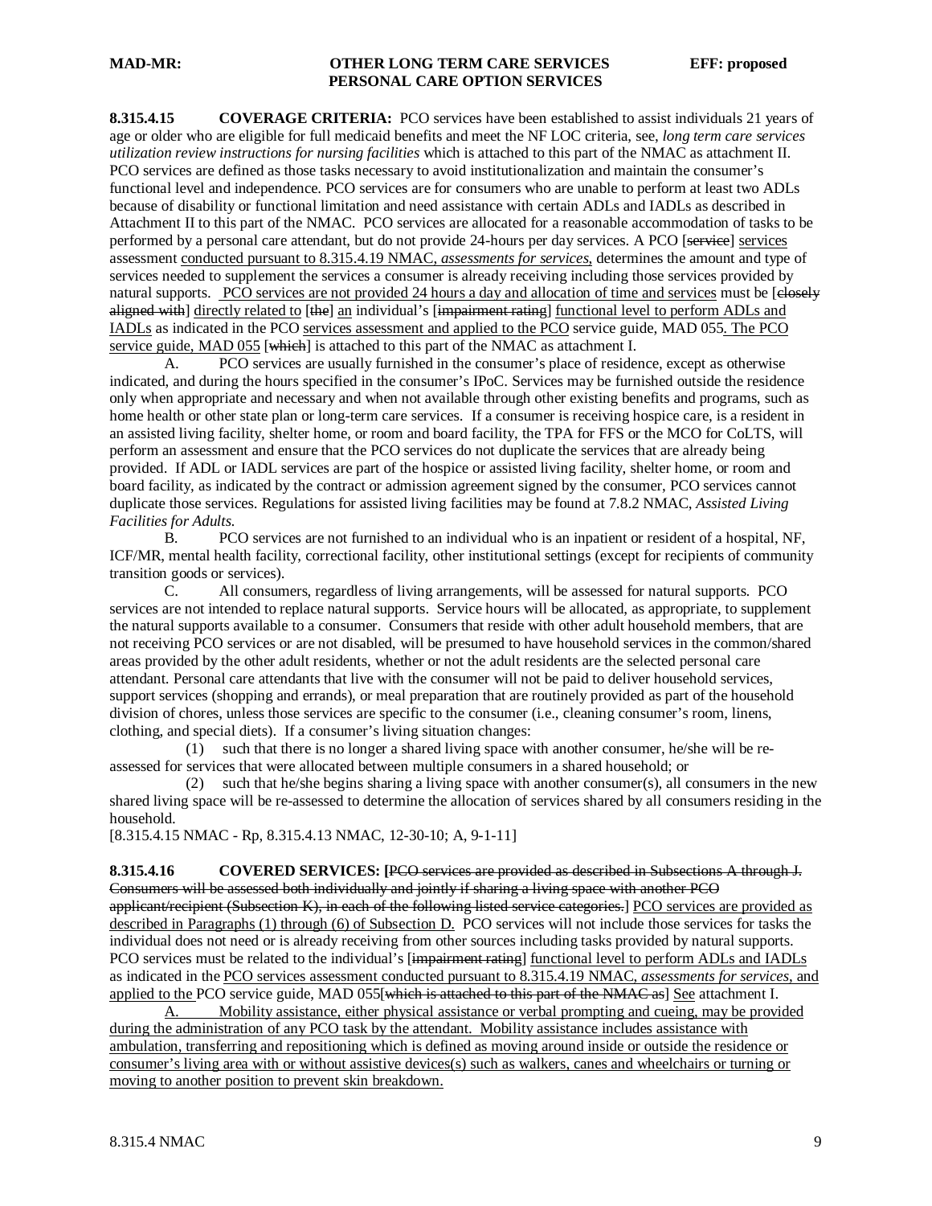**8.315.4.15 COVERAGE CRITERIA:** PCO services have been established to assist individuals 21 years of age or older who are eligible for full medicaid benefits and meet the NF LOC criteria, see, *long term care services utilization review instructions for nursing facilities* which is attached to this part of the NMAC as attachment II. PCO services are defined as those tasks necessary to avoid institutionalization and maintain the consumer's functional level and independence. PCO services are for consumers who are unable to perform at least two ADLs because of disability or functional limitation and need assistance with certain ADLs and IADLs as described in Attachment II to this part of the NMAC. PCO services are allocated for a reasonable accommodation of tasks to be performed by a personal care attendant, but do not provide 24-hours per day services. A PCO [~~service~~] <u>services</u> assessment <u>conducted pursuant to 8.315.4.19 NMAC, *assessments for services*,</u> determines the amount and type of services needed to supplement the services a consumer is already receiving including those services provided by natural supports. <u>PCO services are not provided 24 hours a day and allocation of time and services</u> must be [~~closely aligned with~~] <u>directly related to</u> [~~the~~] <u>an</u> individual's [~~impairment rating~~] <u>functional level to perform ADLs and IADLs</u> as indicated in the PCO <u>services assessment and applied to the PCO</u> service guide, MAD 055<u>. The PCO service guide, MAD 055</u> [~~which~~] is attached to this part of the NMAC as attachment I.

A. PCO services are usually furnished in the consumer's place of residence, except as otherwise indicated, and during the hours specified in the consumer's IPoC. Services may be furnished outside the residence only when appropriate and necessary and when not available through other existing benefits and programs, such as home health or other state plan or long-term care services. If a consumer is receiving hospice care, is a resident in an assisted living facility, shelter home, or room and board facility, the TPA for FFS or the MCO for CoLTS, will perform an assessment and ensure that the PCO services do not duplicate the services that are already being provided. If ADL or IADL services are part of the hospice or assisted living facility, shelter home, or room and board facility, as indicated by the contract or admission agreement signed by the consumer, PCO services cannot duplicate those services. Regulations for assisted living facilities may be found at 7.8.2 NMAC, *Assisted Living Facilities for Adults.*

B. PCO services are not furnished to an individual who is an inpatient or resident of a hospital, NF, ICF/MR, mental health facility, correctional facility, other institutional settings (except for recipients of community transition goods or services).

C. All consumers, regardless of living arrangements, will be assessed for natural supports. PCO services are not intended to replace natural supports. Service hours will be allocated, as appropriate, to supplement the natural supports available to a consumer. Consumers that reside with other adult household members, that are not receiving PCO services or are not disabled, will be presumed to have household services in the common/shared areas provided by the other adult residents, whether or not the adult residents are the selected personal care attendant. Personal care attendants that live with the consumer will not be paid to deliver household services, support services (shopping and errands), or meal preparation that are routinely provided as part of the household division of chores, unless those services are specific to the consumer (i.e., cleaning consumer's room, linens, clothing, and special diets). If a consumer's living situation changes:

(1) such that there is no longer a shared living space with another consumer, he/she will be re-assessed for services that were allocated between multiple consumers in a shared household; or

(2) such that he/she begins sharing a living space with another consumer(s), all consumers in the new shared living space will be re-assessed to determine the allocation of services shared by all consumers residing in the household.

[8.315.4.15 NMAC - Rp, 8.315.4.13 NMAC, 12-30-10; A, 9-1-11]

**8.315.4.16 COVERED SERVICES: [**~~PCO services are provided as described in Subsections A through J. Consumers will be assessed both individually and jointly if sharing a living space with another PCO applicant/recipient (Subsection K), in each of the following listed service categories.~~] <u>PCO services are provided as described in Paragraphs (1) through (6) of Subsection D.</u> PCO services will not include those services for tasks the individual does not need or is already receiving from other sources including tasks provided by natural supports. PCO services must be related to the individual's [~~impairment rating~~] <u>functional level to perform ADLs and IADLs</u> as indicated in the <u>PCO services assessment conducted pursuant to 8.315.4.19 NMAC, *assessments for services*, and applied to the</u> PCO service guide, MAD 055[~~which is attached to this part of the NMAC as~~] <u>See</u> attachment I.

<u>A. Mobility assistance, either physical assistance or verbal prompting and cueing, may be provided during the administration of any PCO task by the attendant. Mobility assistance includes assistance with ambulation, transferring and repositioning which is defined as moving around inside or outside the residence or consumer's living area with or without assistive devices(s) such as walkers, canes and wheelchairs or turning or moving to another position to prevent skin breakdown.</u>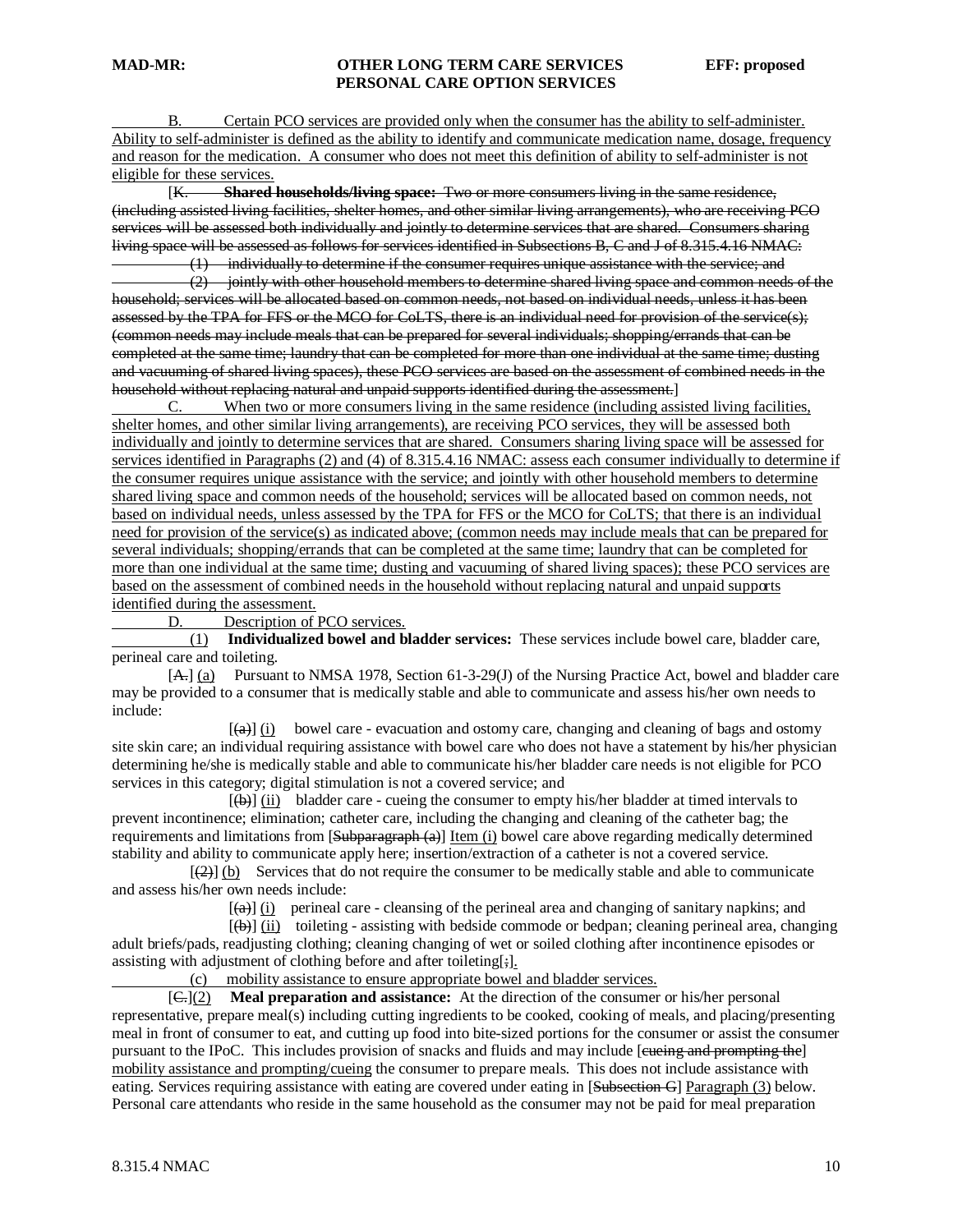B. Certain PCO services are provided only when the consumer has the ability to self-administer. Ability to self-administer is defined as the ability to identify and communicate medication name, dosage, frequency and reason for the medication. A consumer who does not meet this definition of ability to self-administer is not eligible for these services.

[K. **Shared households/living space:** Two or more consumers living in the same residence, (including assisted living facilities, shelter homes, and other similar living arrangements), who are receiving PCO services will be assessed both individually and jointly to determine services that are shared. Consumers sharing living space will be assessed as follows for services identified in Subsections B, C and J of 8.315.4.16 NMAC:

(1) individually to determine if the consumer requires unique assistance with the service; and

(2) jointly with other household members to determine shared living space and common needs of the household; services will be allocated based on common needs, not based on individual needs, unless it has been assessed by the TPA for FFS or the MCO for CoLTS, there is an individual need for provision of the service(s); (common needs may include meals that can be prepared for several individuals; shopping/errands that can be completed at the same time; laundry that can be completed for more than one individual at the same time; dusting and vacuuming of shared living spaces), these PCO services are based on the assessment of combined needs in the household without replacing natural and unpaid supports identified during the assessment.]

C. When two or more consumers living in the same residence (including assisted living facilities, shelter homes, and other similar living arrangements), are receiving PCO services, they will be assessed both individually and jointly to determine services that are shared. Consumers sharing living space will be assessed for services identified in Paragraphs (2) and (4) of 8.315.4.16 NMAC: assess each consumer individually to determine if the consumer requires unique assistance with the service; and jointly with other household members to determine shared living space and common needs of the household; services will be allocated based on common needs, not based on individual needs, unless assessed by the TPA for FFS or the MCO for CoLTS; that there is an individual need for provision of the service(s) as indicated above; (common needs may include meals that can be prepared for several individuals; shopping/errands that can be completed at the same time; laundry that can be completed for more than one individual at the same time; dusting and vacuuming of shared living spaces); these PCO services are based on the assessment of combined needs in the household without replacing natural and unpaid supports identified during the assessment.

D. Description of PCO services.

(1) **Individualized bowel and bladder services:** These services include bowel care, bladder care, perineal care and toileting.

[A.] (a) Pursuant to NMSA 1978, Section 61-3-29(J) of the Nursing Practice Act, bowel and bladder care may be provided to a consumer that is medically stable and able to communicate and assess his/her own needs to include:

[(a)] (i) bowel care - evacuation and ostomy care, changing and cleaning of bags and ostomy site skin care; an individual requiring assistance with bowel care who does not have a statement by his/her physician determining he/she is medically stable and able to communicate his/her bladder care needs is not eligible for PCO services in this category; digital stimulation is not a covered service; and

[(b)] (ii) bladder care - cueing the consumer to empty his/her bladder at timed intervals to prevent incontinence; elimination; catheter care, including the changing and cleaning of the catheter bag; the requirements and limitations from [Subparagraph (a)] Item (i) bowel care above regarding medically determined stability and ability to communicate apply here; insertion/extraction of a catheter is not a covered service.

[(2)] (b) Services that do not require the consumer to be medically stable and able to communicate and assess his/her own needs include:

[(a)] (i) perineal care - cleansing of the perineal area and changing of sanitary napkins; and

[(b)] (ii) toileting - assisting with bedside commode or bedpan; cleaning perineal area, changing adult briefs/pads, readjusting clothing; cleaning changing of wet or soiled clothing after incontinence episodes or assisting with adjustment of clothing before and after toileting[;].

(c) mobility assistance to ensure appropriate bowel and bladder services.

[C.](2) **Meal preparation and assistance:** At the direction of the consumer or his/her personal representative, prepare meal(s) including cutting ingredients to be cooked, cooking of meals, and placing/presenting meal in front of consumer to eat, and cutting up food into bite-sized portions for the consumer or assist the consumer pursuant to the IPoC. This includes provision of snacks and fluids and may include [cueing and prompting the] mobility assistance and prompting/cueing the consumer to prepare meals. This does not include assistance with eating. Services requiring assistance with eating are covered under eating in [Subsection G] Paragraph (3) below. Personal care attendants who reside in the same household as the consumer may not be paid for meal preparation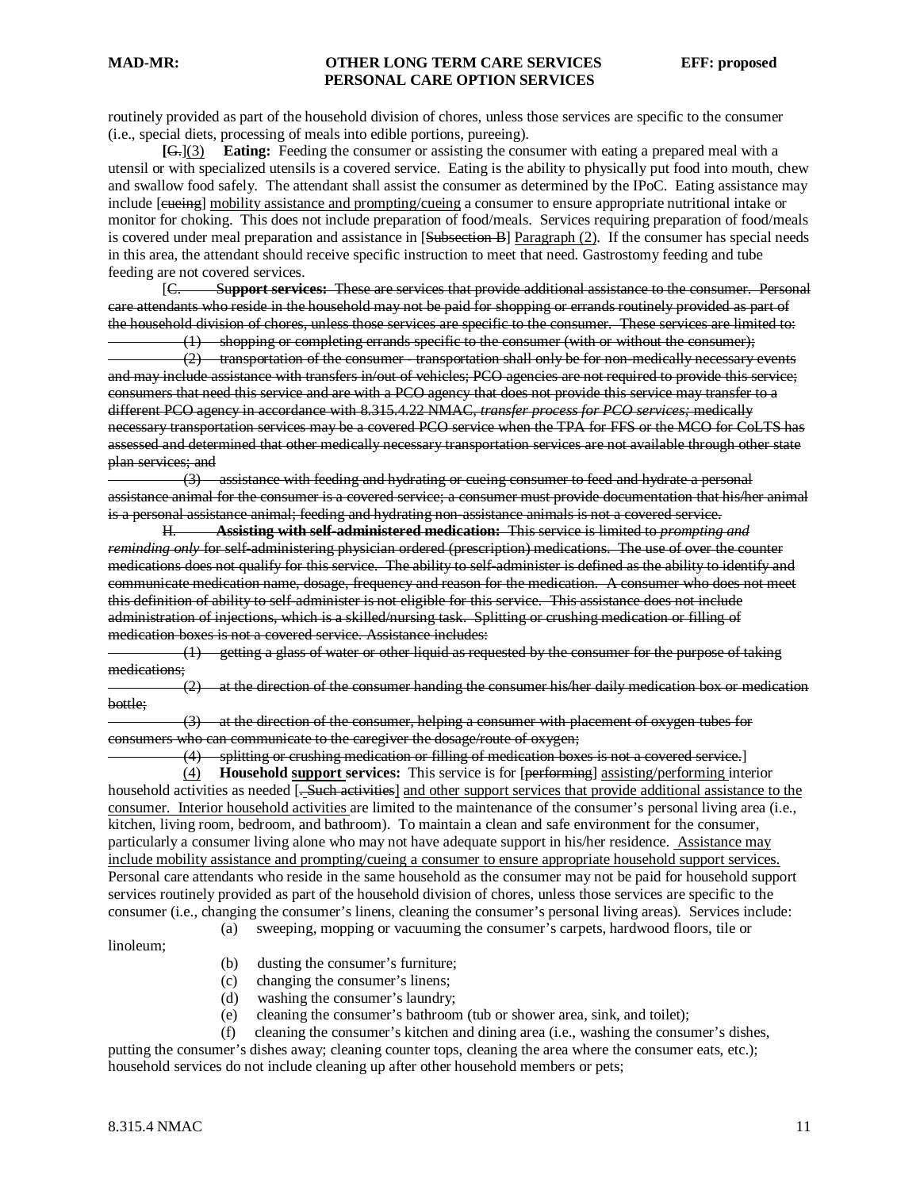routinely provided as part of the household division of chores, unless those services are specific to the consumer (i.e., special diets, processing of meals into edible portions, pureeing).

[~~G.~~](3) **Eating:** Feeding the consumer or assisting the consumer with eating a prepared meal with a utensil or with specialized utensils is a covered service. Eating is the ability to physically put food into mouth, chew and swallow food safely. The attendant shall assist the consumer as determined by the IPoC. Eating assistance may include [~~cueing~~] <u>mobility assistance and prompting/cueing</u> a consumer to ensure appropriate nutritional intake or monitor for choking. This does not include preparation of food/meals. Services requiring preparation of food/meals is covered under meal preparation and assistance in [~~Subsection B~~] <u>Paragraph (2)</u>. If the consumer has special needs in this area, the attendant should receive specific instruction to meet that need. Gastrostomy feeding and tube feeding are not covered services.

[~~C. **Support services:** These are services that provide additional assistance to the consumer. Personal care attendants who reside in the household may not be paid for shopping or errands routinely provided as part of the household division of chores, unless those services are specific to the consumer. These services are limited to:~~

~~(1) shopping or completing errands specific to the consumer (with or without the consumer);~~

~~(2) transportation of the consumer - transportation shall only be for non-medically necessary events and may include assistance with transfers in/out of vehicles; PCO agencies are not required to provide this service; consumers that need this service and are with a PCO agency that does not provide this service may transfer to a different PCO agency in accordance with 8.315.4.22 NMAC, *transfer process for PCO services;* medically necessary transportation services may be a covered PCO service when the TPA for FFS or the MCO for CoLTS has assessed and determined that other medically necessary transportation services are not available through other state plan services; and~~

~~(3) assistance with feeding and hydrating or cueing consumer to feed and hydrate a personal assistance animal for the consumer is a covered service; a consumer must provide documentation that his/her animal is a personal assistance animal; feeding and hydrating non-assistance animals is not a covered service.~~

~~H. **Assisting with self-administered medication:** This service is limited to *prompting and reminding only* for self-administering physician ordered (prescription) medications. The use of over the counter medications does not qualify for this service. The ability to self-administer is defined as the ability to identify and communicate medication name, dosage, frequency and reason for the medication. A consumer who does not meet this definition of ability to self-administer is not eligible for this service. This assistance does not include administration of injections, which is a skilled/nursing task. Splitting or crushing medication or filling of medication boxes is not a covered service. Assistance includes:~~

~~(1) getting a glass of water or other liquid as requested by the consumer for the purpose of taking medications;~~

~~(2) at the direction of the consumer handing the consumer his/her daily medication box or medication bottle;~~

~~(3) at the direction of the consumer, helping a consumer with placement of oxygen tubes for consumers who can communicate to the caregiver the dosage/route of oxygen;~~

~~(4) splitting or crushing medication or filling of medication boxes is not a covered service.~~]

<u>(4)</u> **Household <u>support</u> services:** This service is for [~~performing~~] <u>assisting/performing</u> interior household activities as needed [~~. Such activities~~] <u>and other support services that provide additional assistance to the consumer. Interior household activities</u> are limited to the maintenance of the consumer's personal living area (i.e., kitchen, living room, bedroom, and bathroom). To maintain a clean and safe environment for the consumer, particularly a consumer living alone who may not have adequate support in his/her residence. <u>Assistance may include mobility assistance and prompting/cueing a consumer to ensure appropriate household support services.</u> Personal care attendants who reside in the same household as the consumer may not be paid for household support services routinely provided as part of the household division of chores, unless those services are specific to the consumer (i.e., changing the consumer's linens, cleaning the consumer's personal living areas). Services include:

(a) sweeping, mopping or vacuuming the consumer's carpets, hardwood floors, tile or linoleum;

(b) dusting the consumer's furniture;

(c) changing the consumer's linens;

(d) washing the consumer's laundry;

(e) cleaning the consumer's bathroom (tub or shower area, sink, and toilet);

(f) cleaning the consumer's kitchen and dining area (i.e., washing the consumer's dishes, putting the consumer's dishes away; cleaning counter tops, cleaning the area where the consumer eats, etc.); household services do not include cleaning up after other household members or pets;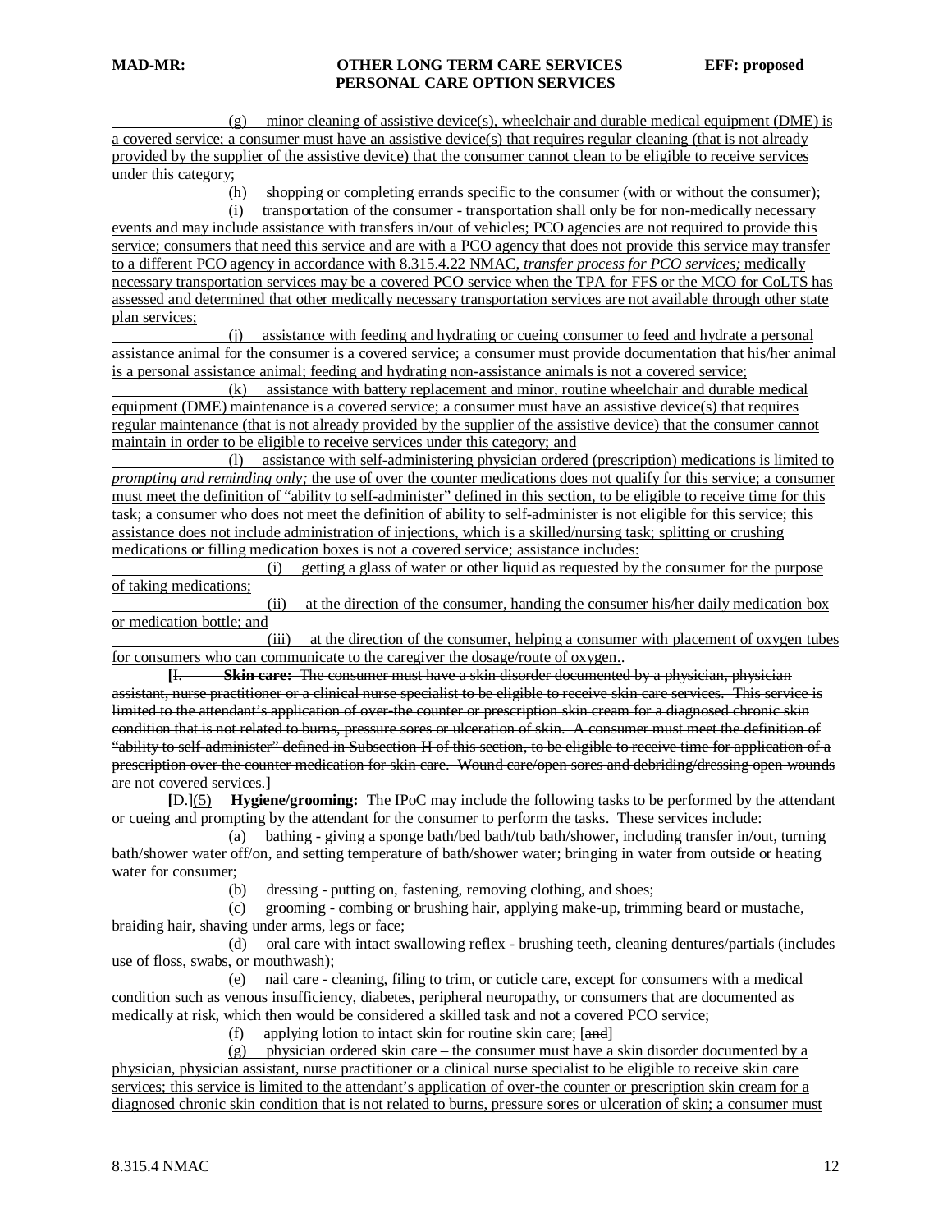(g) minor cleaning of assistive device(s), wheelchair and durable medical equipment (DME) is a covered service; a consumer must have an assistive device(s) that requires regular cleaning (that is not already provided by the supplier of the assistive device) that the consumer cannot clean to be eligible to receive services under this category;

(h) shopping or completing errands specific to the consumer (with or without the consumer);

(i) transportation of the consumer - transportation shall only be for non-medically necessary events and may include assistance with transfers in/out of vehicles; PCO agencies are not required to provide this service; consumers that need this service and are with a PCO agency that does not provide this service may transfer to a different PCO agency in accordance with 8.315.4.22 NMAC, *transfer process for PCO services;* medically necessary transportation services may be a covered PCO service when the TPA for FFS or the MCO for CoLTS has assessed and determined that other medically necessary transportation services are not available through other state plan services;

(j) assistance with feeding and hydrating or cueing consumer to feed and hydrate a personal assistance animal for the consumer is a covered service; a consumer must provide documentation that his/her animal is a personal assistance animal; feeding and hydrating non-assistance animals is not a covered service;

(k) assistance with battery replacement and minor, routine wheelchair and durable medical equipment (DME) maintenance is a covered service; a consumer must have an assistive device(s) that requires regular maintenance (that is not already provided by the supplier of the assistive device) that the consumer cannot maintain in order to be eligible to receive services under this category; and

(l) assistance with self-administering physician ordered (prescription) medications is limited to *prompting and reminding only;* the use of over the counter medications does not qualify for this service; a consumer must meet the definition of "ability to self-administer" defined in this section, to be eligible to receive time for this task; a consumer who does not meet the definition of ability to self-administer is not eligible for this service; this assistance does not include administration of injections, which is a skilled/nursing task; splitting or crushing medications or filling medication boxes is not a covered service; assistance includes:

(i) getting a glass of water or other liquid as requested by the consumer for the purpose of taking medications;

(ii) at the direction of the consumer, handing the consumer his/her daily medication box or medication bottle; and

(iii) at the direction of the consumer, helping a consumer with placement of oxygen tubes for consumers who can communicate to the caregiver the dosage/route of oxygen..

[I. **Skin care:** The consumer must have a skin disorder documented by a physician, physician assistant, nurse practitioner or a clinical nurse specialist to be eligible to receive skin care services. This service is limited to the attendant's application of over-the counter or prescription skin cream for a diagnosed chronic skin condition that is not related to burns, pressure sores or ulceration of skin. A consumer must meet the definition of "ability to self-administer" defined in Subsection H of this section, to be eligible to receive time for application of a prescription over the counter medication for skin care. Wound care/open sores and debriding/dressing open wounds are not covered services.]

[D.](5) **Hygiene/grooming:** The IPoC may include the following tasks to be performed by the attendant or cueing and prompting by the attendant for the consumer to perform the tasks. These services include:

(a) bathing - giving a sponge bath/bed bath/tub bath/shower, including transfer in/out, turning bath/shower water off/on, and setting temperature of bath/shower water; bringing in water from outside or heating water for consumer;

(b) dressing - putting on, fastening, removing clothing, and shoes;

(c) grooming - combing or brushing hair, applying make-up, trimming beard or mustache, braiding hair, shaving under arms, legs or face;

(d) oral care with intact swallowing reflex - brushing teeth, cleaning dentures/partials (includes use of floss, swabs, or mouthwash);

(e) nail care - cleaning, filing to trim, or cuticle care, except for consumers with a medical condition such as venous insufficiency, diabetes, peripheral neuropathy, or consumers that are documented as medically at risk, which then would be considered a skilled task and not a covered PCO service;

(f) applying lotion to intact skin for routine skin care; [and]

(g) physician ordered skin care – the consumer must have a skin disorder documented by a physician, physician assistant, nurse practitioner or a clinical nurse specialist to be eligible to receive skin care services; this service is limited to the attendant's application of over-the counter or prescription skin cream for a diagnosed chronic skin condition that is not related to burns, pressure sores or ulceration of skin; a consumer must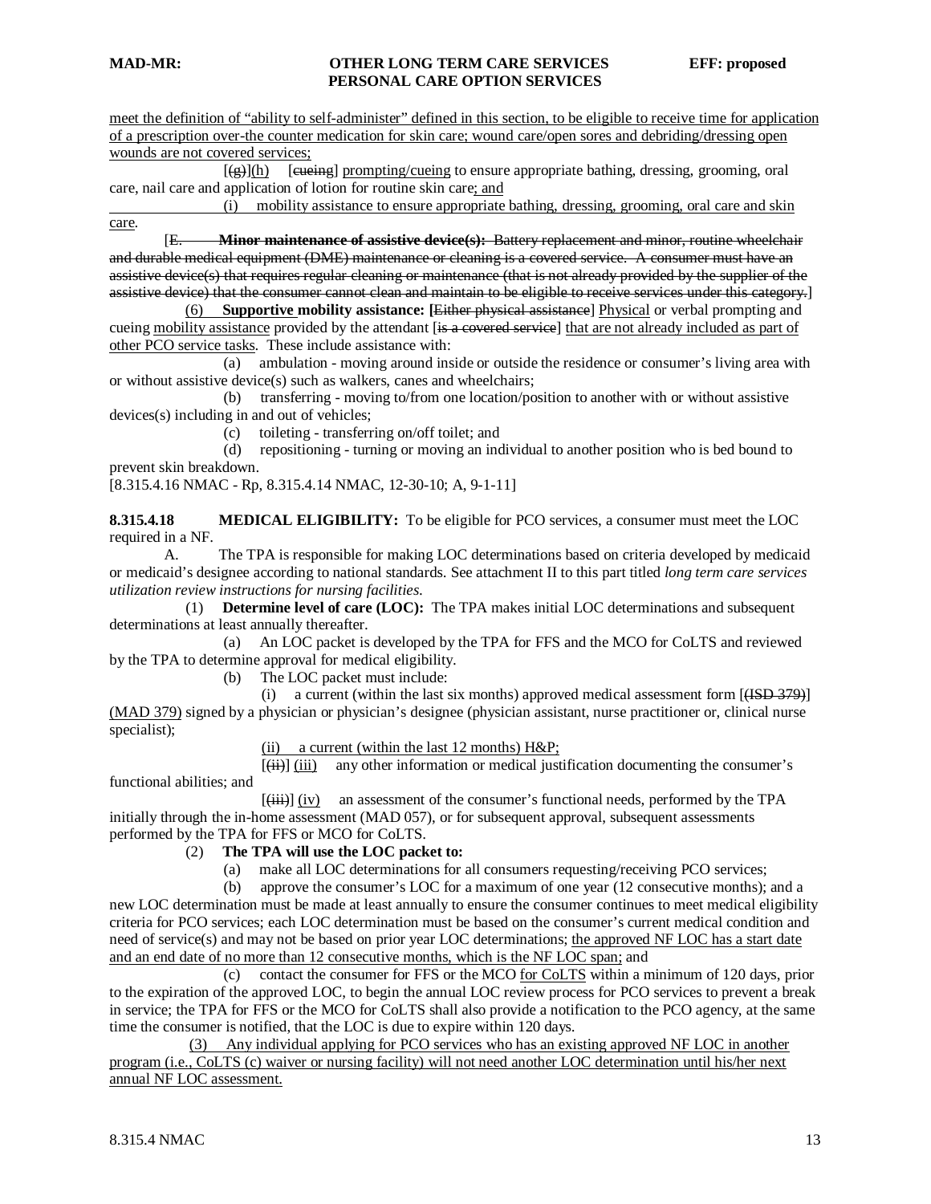meet the definition of "ability to self-administer" defined in this section, to be eligible to receive time for application of a prescription over-the counter medication for skin care; wound care/open sores and debriding/dressing open wounds are not covered services;

[(g)](h) [cueing] prompting/cueing to ensure appropriate bathing, dressing, grooming, oral care, nail care and application of lotion for routine skin care; and

(i) mobility assistance to ensure appropriate bathing, dressing, grooming, oral care and skin care.

[E. **Minor maintenance of assistive device(s):** Battery replacement and minor, routine wheelchair and durable medical equipment (DME) maintenance or cleaning is a covered service. A consumer must have an assistive device(s) that requires regular cleaning or maintenance (that is not already provided by the supplier of the assistive device) that the consumer cannot clean and maintain to be eligible to receive services under this category.]

(6) **Supportive mobility assistance: [**Either physical assistance] Physical or verbal prompting and cueing mobility assistance provided by the attendant [is a covered service] that are not already included as part of other PCO service tasks. These include assistance with:

(a) ambulation - moving around inside or outside the residence or consumer's living area with or without assistive device(s) such as walkers, canes and wheelchairs;

(b) transferring - moving to/from one location/position to another with or without assistive devices(s) including in and out of vehicles;

(c) toileting - transferring on/off toilet; and

(d) repositioning - turning or moving an individual to another position who is bed bound to prevent skin breakdown.

[8.315.4.16 NMAC - Rp, 8.315.4.14 NMAC, 12-30-10; A, 9-1-11]

**8.315.4.18 MEDICAL ELIGIBILITY:** To be eligible for PCO services, a consumer must meet the LOC required in a NF.

A. The TPA is responsible for making LOC determinations based on criteria developed by medicaid or medicaid's designee according to national standards. See attachment II to this part titled *long term care services utilization review instructions for nursing facilities.*

(1) **Determine level of care (LOC):** The TPA makes initial LOC determinations and subsequent determinations at least annually thereafter.

(a) An LOC packet is developed by the TPA for FFS and the MCO for CoLTS and reviewed by the TPA to determine approval for medical eligibility.

(b) The LOC packet must include:

(i) a current (within the last six months) approved medical assessment form [(ISD 379)] (MAD 379) signed by a physician or physician's designee (physician assistant, nurse practitioner or, clinical nurse specialist);

(ii) a current (within the last 12 months) H&P;

[(ii)] (iii) any other information or medical justification documenting the consumer's functional abilities; and

[(iii)] (iv) an assessment of the consumer's functional needs, performed by the TPA initially through the in-home assessment (MAD 057), or for subsequent approval, subsequent assessments performed by the TPA for FFS or MCO for CoLTS.

(2) **The TPA will use the LOC packet to:**

(a) make all LOC determinations for all consumers requesting/receiving PCO services;

(b) approve the consumer's LOC for a maximum of one year (12 consecutive months); and a new LOC determination must be made at least annually to ensure the consumer continues to meet medical eligibility criteria for PCO services; each LOC determination must be based on the consumer's current medical condition and need of service(s) and may not be based on prior year LOC determinations; the approved NF LOC has a start date and an end date of no more than 12 consecutive months, which is the NF LOC span; and

(c) contact the consumer for FFS or the MCO for CoLTS within a minimum of 120 days, prior to the expiration of the approved LOC, to begin the annual LOC review process for PCO services to prevent a break in service; the TPA for FFS or the MCO for CoLTS shall also provide a notification to the PCO agency, at the same time the consumer is notified, that the LOC is due to expire within 120 days.

(3) Any individual applying for PCO services who has an existing approved NF LOC in another program (i.e., CoLTS (c) waiver or nursing facility) will not need another LOC determination until his/her next annual NF LOC assessment.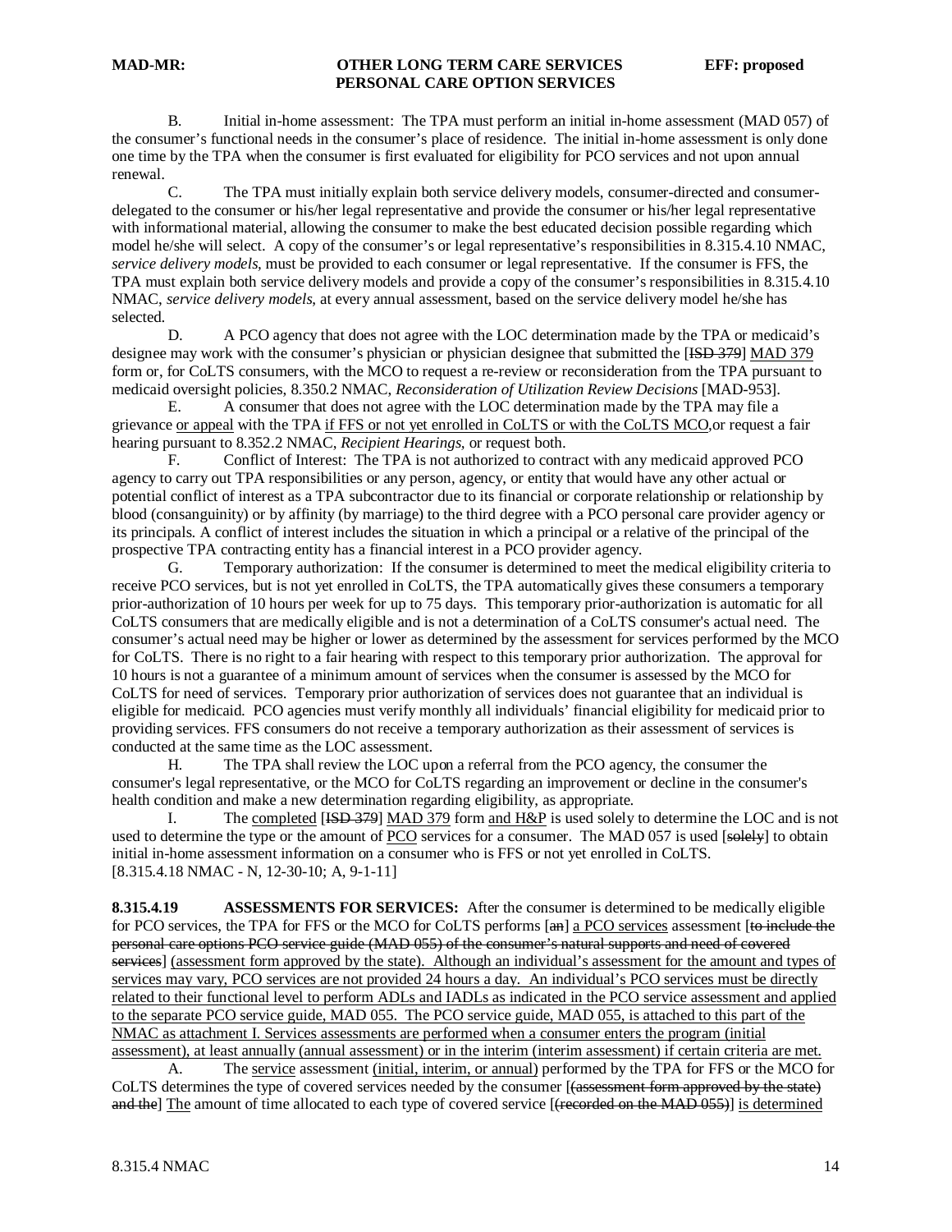B. Initial in-home assessment: The TPA must perform an initial in-home assessment (MAD 057) of the consumer's functional needs in the consumer's place of residence. The initial in-home assessment is only done one time by the TPA when the consumer is first evaluated for eligibility for PCO services and not upon annual renewal.

C. The TPA must initially explain both service delivery models, consumer-directed and consumer-delegated to the consumer or his/her legal representative and provide the consumer or his/her legal representative with informational material, allowing the consumer to make the best educated decision possible regarding which model he/she will select. A copy of the consumer's or legal representative's responsibilities in 8.315.4.10 NMAC, *service delivery models*, must be provided to each consumer or legal representative. If the consumer is FFS, the TPA must explain both service delivery models and provide a copy of the consumer's responsibilities in 8.315.4.10 NMAC, *service delivery models*, at every annual assessment, based on the service delivery model he/she has selected.

D. A PCO agency that does not agree with the LOC determination made by the TPA or medicaid's designee may work with the consumer's physician or physician designee that submitted the [~~ISD 379~~] MAD 379 form or, for CoLTS consumers, with the MCO to request a re-review or reconsideration from the TPA pursuant to medicaid oversight policies, 8.350.2 NMAC, *Reconsideration of Utilization Review Decisions* [MAD-953].

E. A consumer that does not agree with the LOC determination made by the TPA may file a grievance or appeal with the TPA if FFS or not yet enrolled in CoLTS or with the CoLTS MCO,or request a fair hearing pursuant to 8.352.2 NMAC, *Recipient Hearings*, or request both.

F. Conflict of Interest: The TPA is not authorized to contract with any medicaid approved PCO agency to carry out TPA responsibilities or any person, agency, or entity that would have any other actual or potential conflict of interest as a TPA subcontractor due to its financial or corporate relationship or relationship by blood (consanguinity) or by affinity (by marriage) to the third degree with a PCO personal care provider agency or its principals. A conflict of interest includes the situation in which a principal or a relative of the principal of the prospective TPA contracting entity has a financial interest in a PCO provider agency.

G. Temporary authorization: If the consumer is determined to meet the medical eligibility criteria to receive PCO services, but is not yet enrolled in CoLTS, the TPA automatically gives these consumers a temporary prior-authorization of 10 hours per week for up to 75 days. This temporary prior-authorization is automatic for all CoLTS consumers that are medically eligible and is not a determination of a CoLTS consumer's actual need. The consumer's actual need may be higher or lower as determined by the assessment for services performed by the MCO for CoLTS. There is no right to a fair hearing with respect to this temporary prior authorization. The approval for 10 hours is not a guarantee of a minimum amount of services when the consumer is assessed by the MCO for CoLTS for need of services. Temporary prior authorization of services does not guarantee that an individual is eligible for medicaid. PCO agencies must verify monthly all individuals' financial eligibility for medicaid prior to providing services. FFS consumers do not receive a temporary authorization as their assessment of services is conducted at the same time as the LOC assessment.

H. The TPA shall review the LOC upon a referral from the PCO agency, the consumer the consumer's legal representative, or the MCO for CoLTS regarding an improvement or decline in the consumer's health condition and make a new determination regarding eligibility, as appropriate.

I. The completed [~~ISD 379~~] MAD 379 form and H&P is used solely to determine the LOC and is not used to determine the type or the amount of PCO services for a consumer. The MAD 057 is used [~~solely~~] to obtain initial in-home assessment information on a consumer who is FFS or not yet enrolled in CoLTS.
[8.315.4.18 NMAC - N, 12-30-10; A, 9-1-11]

**8.315.4.19 ASSESSMENTS FOR SERVICES:** After the consumer is determined to be medically eligible for PCO services, the TPA for FFS or the MCO for CoLTS performs [~~an~~] a PCO services assessment [~~to include the personal care options PCO service guide (MAD 055) of the consumer's natural supports and need of covered services~~] (assessment form approved by the state). Although an individual's assessment for the amount and types of services may vary, PCO services are not provided 24 hours a day. An individual's PCO services must be directly related to their functional level to perform ADLs and IADLs as indicated in the PCO service assessment and applied to the separate PCO service guide, MAD 055. The PCO service guide, MAD 055, is attached to this part of the NMAC as attachment I. Services assessments are performed when a consumer enters the program (initial assessment), at least annually (annual assessment) or in the interim (interim assessment) if certain criteria are met.

A. The service assessment (initial, interim, or annual) performed by the TPA for FFS or the MCO for CoLTS determines the type of covered services needed by the consumer [~~(assessment form approved by the state) and the~~] The amount of time allocated to each type of covered service [~~(recorded on the MAD 055)~~] is determined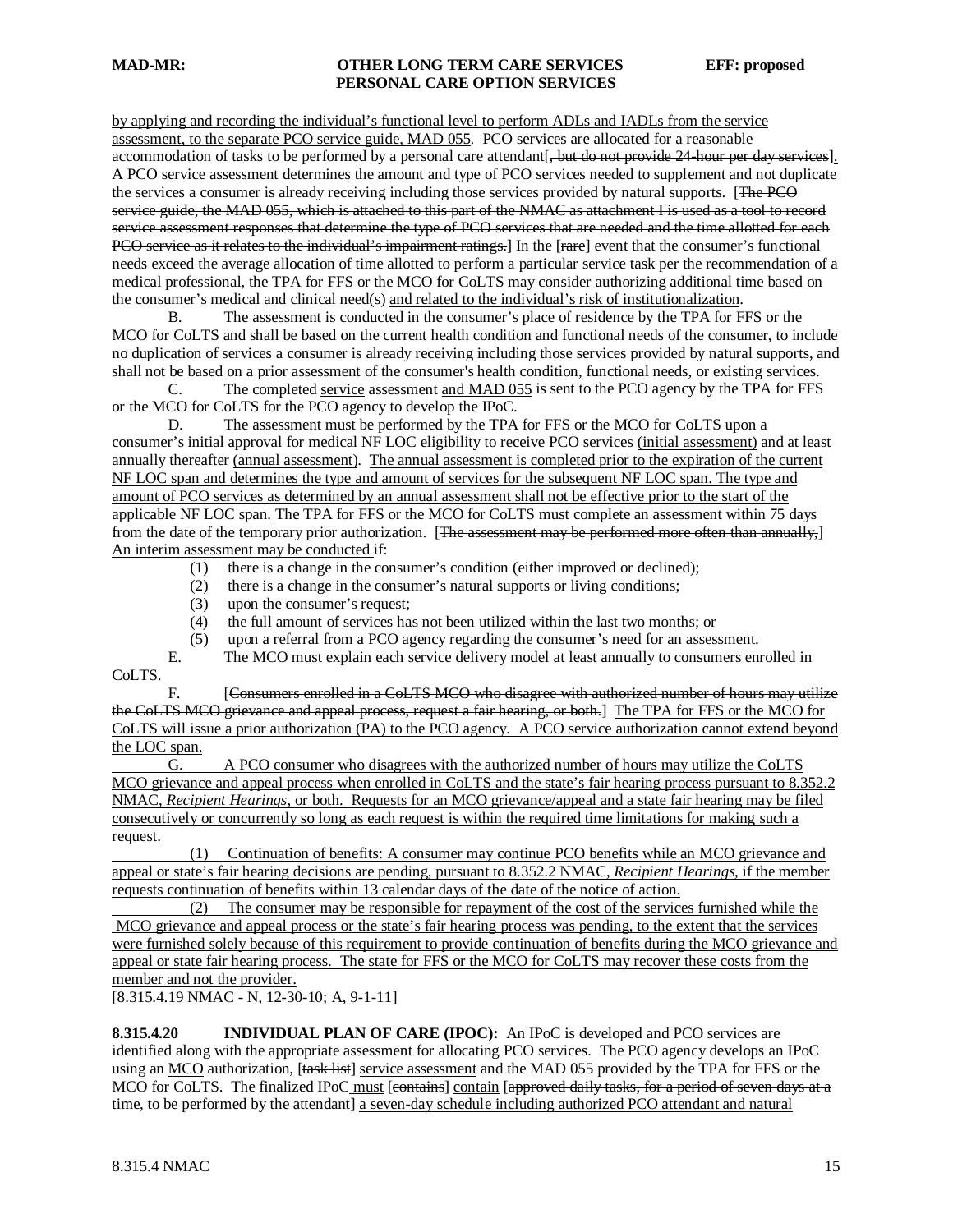by applying and recording the individual's functional level to perform ADLs and IADLs from the service assessment, to the separate PCO service guide, MAD 055. PCO services are allocated for a reasonable accommodation of tasks to be performed by a personal care attendant[, but do not provide 24-hour per day services]. A PCO service assessment determines the amount and type of PCO services needed to supplement and not duplicate the services a consumer is already receiving including those services provided by natural supports. [The PCO service guide, the MAD 055, which is attached to this part of the NMAC as attachment I is used as a tool to record service assessment responses that determine the type of PCO services that are needed and the time allotted for each PCO service as it relates to the individual's impairment ratings.] In the [rare] event that the consumer's functional needs exceed the average allocation of time allotted to perform a particular service task per the recommendation of a medical professional, the TPA for FFS or the MCO for CoLTS may consider authorizing additional time based on the consumer's medical and clinical need(s) and related to the individual's risk of institutionalization.

B. The assessment is conducted in the consumer's place of residence by the TPA for FFS or the MCO for CoLTS and shall be based on the current health condition and functional needs of the consumer, to include no duplication of services a consumer is already receiving including those services provided by natural supports, and shall not be based on a prior assessment of the consumer's health condition, functional needs, or existing services.

C. The completed service assessment and MAD 055 is sent to the PCO agency by the TPA for FFS or the MCO for CoLTS for the PCO agency to develop the IPoC.

D. The assessment must be performed by the TPA for FFS or the MCO for CoLTS upon a consumer's initial approval for medical NF LOC eligibility to receive PCO services (initial assessment) and at least annually thereafter (annual assessment). The annual assessment is completed prior to the expiration of the current NF LOC span and determines the type and amount of services for the subsequent NF LOC span. The type and amount of PCO services as determined by an annual assessment shall not be effective prior to the start of the applicable NF LOC span. The TPA for FFS or the MCO for CoLTS must complete an assessment within 75 days from the date of the temporary prior authorization. [The assessment may be performed more often than annually,] An interim assessment may be conducted if:

(1) there is a change in the consumer's condition (either improved or declined);
(2) there is a change in the consumer's natural supports or living conditions;
(3) upon the consumer's request;
(4) the full amount of services has not been utilized within the last two months; or
(5) upon a referral from a PCO agency regarding the consumer's need for an assessment.

E. The MCO must explain each service delivery model at least annually to consumers enrolled in CoLTS.

F. [Consumers enrolled in a CoLTS MCO who disagree with authorized number of hours may utilize the CoLTS MCO grievance and appeal process, request a fair hearing, or both.] The TPA for FFS or the MCO for CoLTS will issue a prior authorization (PA) to the PCO agency. A PCO service authorization cannot extend beyond the LOC span.

G. A PCO consumer who disagrees with the authorized number of hours may utilize the CoLTS MCO grievance and appeal process when enrolled in CoLTS and the state's fair hearing process pursuant to 8.352.2 NMAC, *Recipient Hearings*, or both. Requests for an MCO grievance/appeal and a state fair hearing may be filed consecutively or concurrently so long as each request is within the required time limitations for making such a request.

(1) Continuation of benefits: A consumer may continue PCO benefits while an MCO grievance and appeal or state's fair hearing decisions are pending, pursuant to 8.352.2 NMAC, *Recipient Hearings*, if the member requests continuation of benefits within 13 calendar days of the date of the notice of action.

(2) The consumer may be responsible for repayment of the cost of the services furnished while the MCO grievance and appeal process or the state's fair hearing process was pending, to the extent that the services were furnished solely because of this requirement to provide continuation of benefits during the MCO grievance and appeal or state fair hearing process. The state for FFS or the MCO for CoLTS may recover these costs from the member and not the provider.

[8.315.4.19 NMAC - N, 12-30-10; A, 9-1-11]

**8.315.4.20 INDIVIDUAL PLAN OF CARE (IPOC):** An IPoC is developed and PCO services are identified along with the appropriate assessment for allocating PCO services. The PCO agency develops an IPoC using an MCO authorization, [task list] service assessment and the MAD 055 provided by the TPA for FFS or the MCO for CoLTS. The finalized IPoC must [contains] contain [approved daily tasks, for a period of seven days at a time, to be performed by the attendant] a seven-day schedule including authorized PCO attendant and natural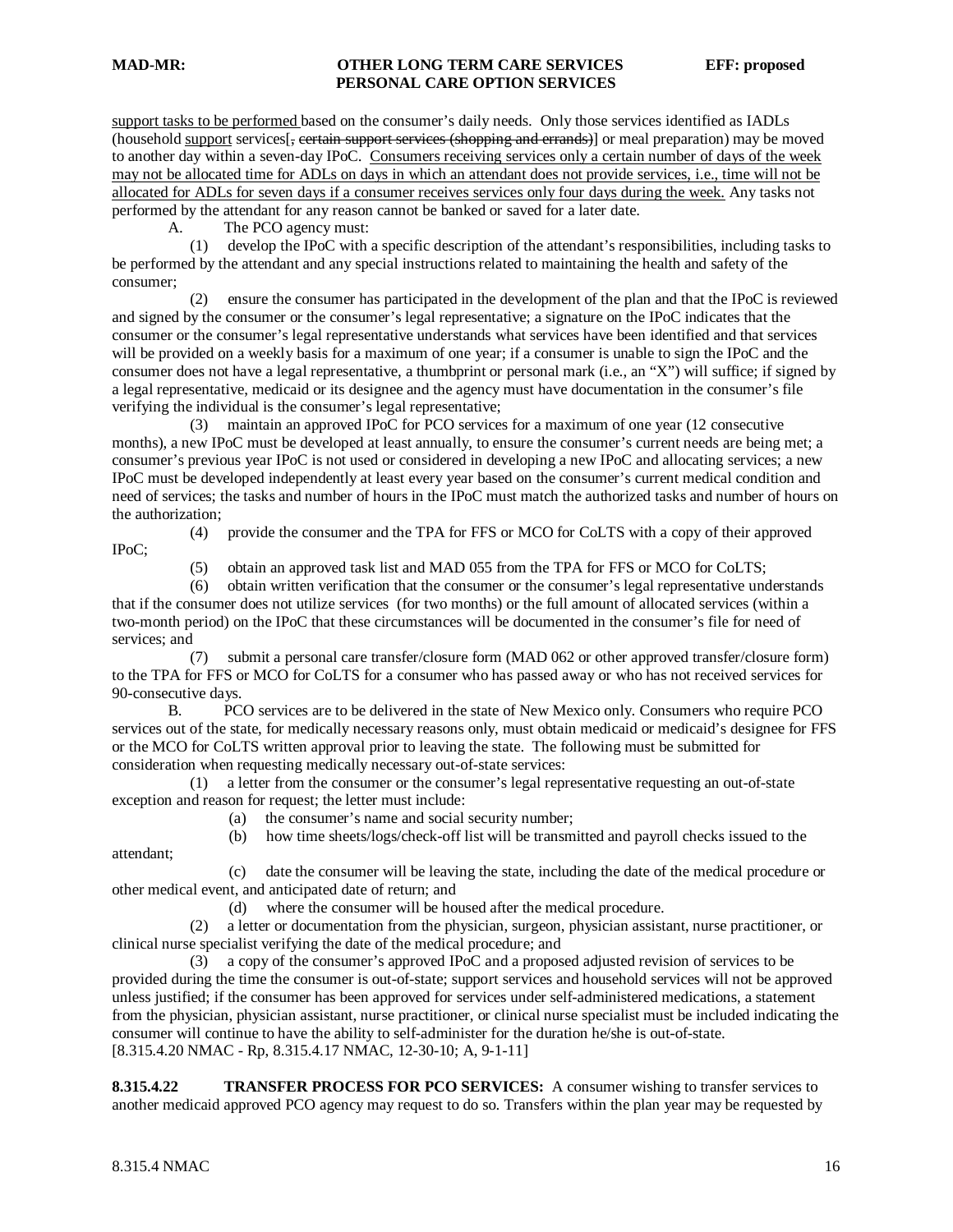support tasks to be performed based on the consumer's daily needs. Only those services identified as IADLs (household support services[, certain support services (shopping and errands)] or meal preparation) may be moved to another day within a seven-day IPoC. Consumers receiving services only a certain number of days of the week may not be allocated time for ADLs on days in which an attendant does not provide services, i.e., time will not be allocated for ADLs for seven days if a consumer receives services only four days during the week. Any tasks not performed by the attendant for any reason cannot be banked or saved for a later date.

A. The PCO agency must:

(1) develop the IPoC with a specific description of the attendant's responsibilities, including tasks to be performed by the attendant and any special instructions related to maintaining the health and safety of the consumer;

(2) ensure the consumer has participated in the development of the plan and that the IPoC is reviewed and signed by the consumer or the consumer's legal representative; a signature on the IPoC indicates that the consumer or the consumer's legal representative understands what services have been identified and that services will be provided on a weekly basis for a maximum of one year; if a consumer is unable to sign the IPoC and the consumer does not have a legal representative, a thumbprint or personal mark (i.e., an "X") will suffice; if signed by a legal representative, medicaid or its designee and the agency must have documentation in the consumer's file verifying the individual is the consumer's legal representative;

(3) maintain an approved IPoC for PCO services for a maximum of one year (12 consecutive months), a new IPoC must be developed at least annually, to ensure the consumer's current needs are being met; a consumer's previous year IPoC is not used or considered in developing a new IPoC and allocating services; a new IPoC must be developed independently at least every year based on the consumer's current medical condition and need of services; the tasks and number of hours in the IPoC must match the authorized tasks and number of hours on the authorization;

(4) provide the consumer and the TPA for FFS or MCO for CoLTS with a copy of their approved IPoC;

(5) obtain an approved task list and MAD 055 from the TPA for FFS or MCO for CoLTS;

(6) obtain written verification that the consumer or the consumer's legal representative understands that if the consumer does not utilize services (for two months) or the full amount of allocated services (within a two-month period) on the IPoC that these circumstances will be documented in the consumer's file for need of services; and

(7) submit a personal care transfer/closure form (MAD 062 or other approved transfer/closure form) to the TPA for FFS or MCO for CoLTS for a consumer who has passed away or who has not received services for 90-consecutive days.

B. PCO services are to be delivered in the state of New Mexico only. Consumers who require PCO services out of the state, for medically necessary reasons only, must obtain medicaid or medicaid's designee for FFS or the MCO for CoLTS written approval prior to leaving the state. The following must be submitted for consideration when requesting medically necessary out-of-state services:

(1) a letter from the consumer or the consumer's legal representative requesting an out-of-state exception and reason for request; the letter must include:

(a) the consumer's name and social security number;

(b) how time sheets/logs/check-off list will be transmitted and payroll checks issued to the attendant;

(c) date the consumer will be leaving the state, including the date of the medical procedure or other medical event, and anticipated date of return; and

(d) where the consumer will be housed after the medical procedure.

(2) a letter or documentation from the physician, surgeon, physician assistant, nurse practitioner, or clinical nurse specialist verifying the date of the medical procedure; and

(3) a copy of the consumer's approved IPoC and a proposed adjusted revision of services to be provided during the time the consumer is out-of-state; support services and household services will not be approved unless justified; if the consumer has been approved for services under self-administered medications, a statement from the physician, physician assistant, nurse practitioner, or clinical nurse specialist must be included indicating the consumer will continue to have the ability to self-administer for the duration he/she is out-of-state.

[8.315.4.20 NMAC - Rp, 8.315.4.17 NMAC, 12-30-10; A, 9-1-11]

**8.315.4.22 TRANSFER PROCESS FOR PCO SERVICES:** A consumer wishing to transfer services to another medicaid approved PCO agency may request to do so. Transfers within the plan year may be requested by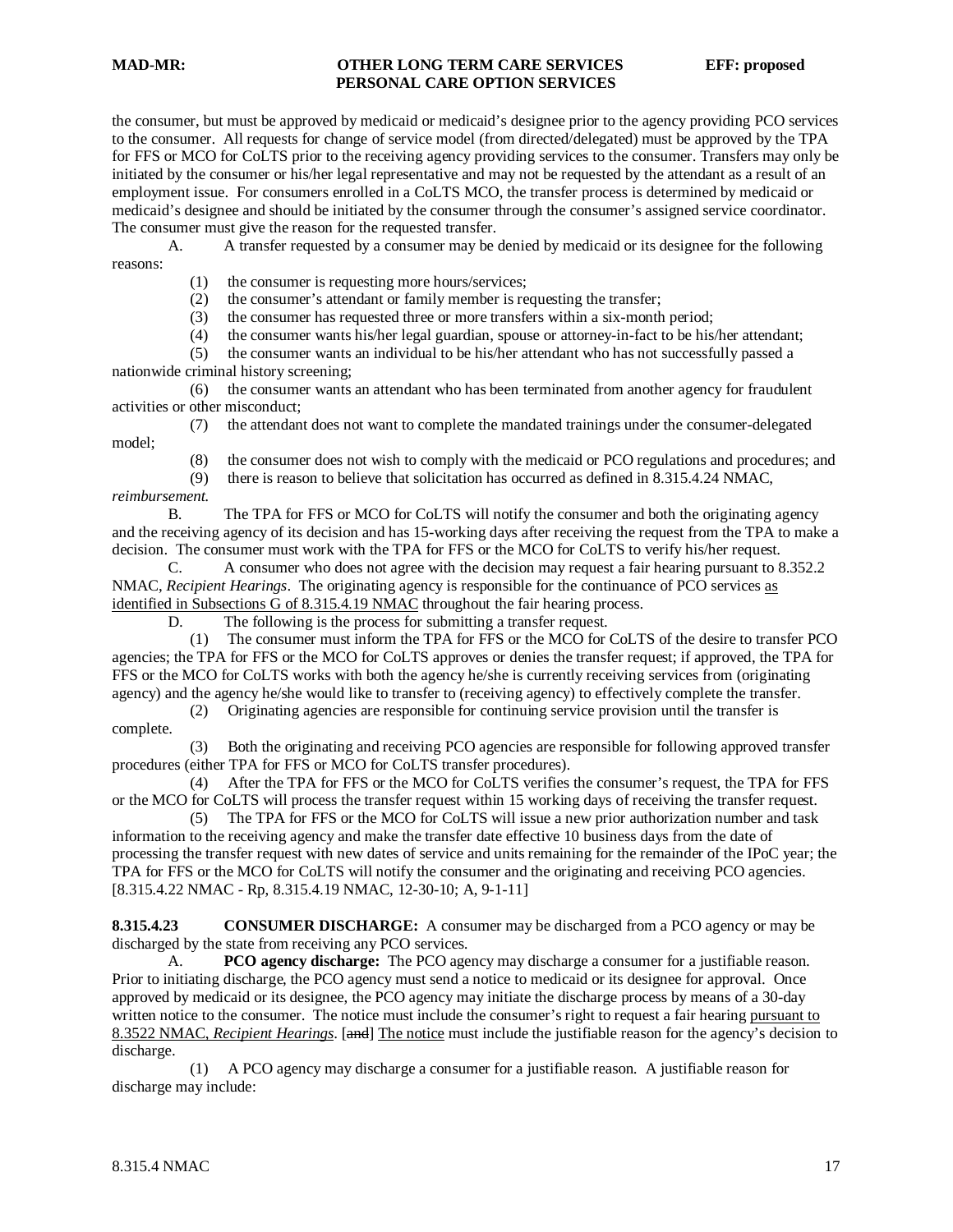the consumer, but must be approved by medicaid or medicaid's designee prior to the agency providing PCO services to the consumer. All requests for change of service model (from directed/delegated) must be approved by the TPA for FFS or MCO for CoLTS prior to the receiving agency providing services to the consumer. Transfers may only be initiated by the consumer or his/her legal representative and may not be requested by the attendant as a result of an employment issue. For consumers enrolled in a CoLTS MCO, the transfer process is determined by medicaid or medicaid's designee and should be initiated by the consumer through the consumer's assigned service coordinator. The consumer must give the reason for the requested transfer.

A. A transfer requested by a consumer may be denied by medicaid or its designee for the following reasons:

(1) the consumer is requesting more hours/services;

(2) the consumer's attendant or family member is requesting the transfer;

(3) the consumer has requested three or more transfers within a six-month period;

(4) the consumer wants his/her legal guardian, spouse or attorney-in-fact to be his/her attendant;

(5) the consumer wants an individual to be his/her attendant who has not successfully passed a nationwide criminal history screening;

(6) the consumer wants an attendant who has been terminated from another agency for fraudulent activities or other misconduct;

(7) the attendant does not want to complete the mandated trainings under the consumer-delegated model;

(8) the consumer does not wish to comply with the medicaid or PCO regulations and procedures; and

(9) there is reason to believe that solicitation has occurred as defined in 8.315.4.24 NMAC, *reimbursement*.

B. The TPA for FFS or MCO for CoLTS will notify the consumer and both the originating agency and the receiving agency of its decision and has 15-working days after receiving the request from the TPA to make a decision. The consumer must work with the TPA for FFS or the MCO for CoLTS to verify his/her request.

C. A consumer who does not agree with the decision may request a fair hearing pursuant to 8.352.2 NMAC, *Recipient Hearings*. The originating agency is responsible for the continuance of PCO services as identified in Subsections G of 8.315.4.19 NMAC throughout the fair hearing process.

D. The following is the process for submitting a transfer request.

(1) The consumer must inform the TPA for FFS or the MCO for CoLTS of the desire to transfer PCO agencies; the TPA for FFS or the MCO for CoLTS approves or denies the transfer request; if approved, the TPA for FFS or the MCO for CoLTS works with both the agency he/she is currently receiving services from (originating agency) and the agency he/she would like to transfer to (receiving agency) to effectively complete the transfer.

(2) Originating agencies are responsible for continuing service provision until the transfer is complete.

(3) Both the originating and receiving PCO agencies are responsible for following approved transfer procedures (either TPA for FFS or MCO for CoLTS transfer procedures).

(4) After the TPA for FFS or the MCO for CoLTS verifies the consumer's request, the TPA for FFS or the MCO for CoLTS will process the transfer request within 15 working days of receiving the transfer request.

(5) The TPA for FFS or the MCO for CoLTS will issue a new prior authorization number and task information to the receiving agency and make the transfer date effective 10 business days from the date of processing the transfer request with new dates of service and units remaining for the remainder of the IPoC year; the TPA for FFS or the MCO for CoLTS will notify the consumer and the originating and receiving PCO agencies.

[8.315.4.22 NMAC - Rp, 8.315.4.19 NMAC, 12-30-10; A, 9-1-11]

**8.315.4.23 CONSUMER DISCHARGE:** A consumer may be discharged from a PCO agency or may be discharged by the state from receiving any PCO services.

A. **PCO agency discharge:** The PCO agency may discharge a consumer for a justifiable reason. Prior to initiating discharge, the PCO agency must send a notice to medicaid or its designee for approval. Once approved by medicaid or its designee, the PCO agency may initiate the discharge process by means of a 30-day written notice to the consumer. The notice must include the consumer's right to request a fair hearing pursuant to 8.3522 NMAC, *Recipient Hearings*. [~~and~~] The notice must include the justifiable reason for the agency's decision to discharge.

(1) A PCO agency may discharge a consumer for a justifiable reason. A justifiable reason for discharge may include: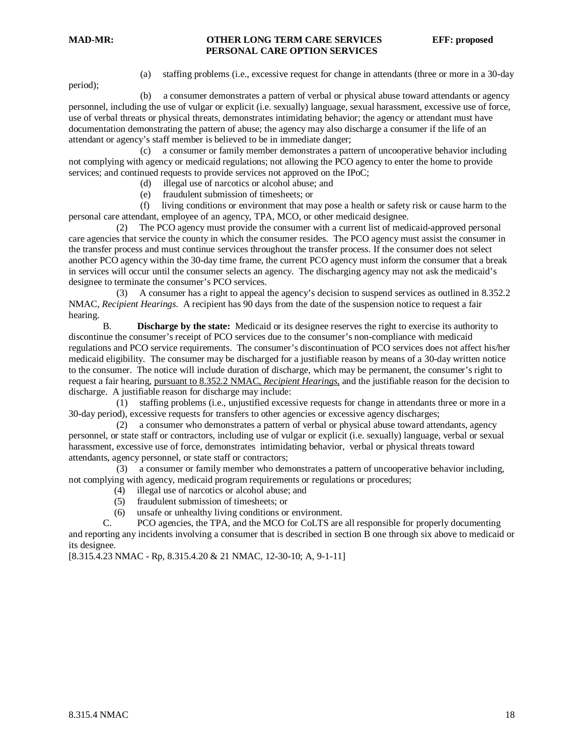(a) staffing problems (i.e., excessive request for change in attendants (three or more in a 30-day period);

(b) a consumer demonstrates a pattern of verbal or physical abuse toward attendants or agency personnel, including the use of vulgar or explicit (i.e. sexually) language, sexual harassment, excessive use of force, use of verbal threats or physical threats, demonstrates intimidating behavior; the agency or attendant must have documentation demonstrating the pattern of abuse; the agency may also discharge a consumer if the life of an attendant or agency's staff member is believed to be in immediate danger;

(c) a consumer or family member demonstrates a pattern of uncooperative behavior including not complying with agency or medicaid regulations; not allowing the PCO agency to enter the home to provide services; and continued requests to provide services not approved on the IPoC;

(d) illegal use of narcotics or alcohol abuse; and

(e) fraudulent submission of timesheets; or

(f) living conditions or environment that may pose a health or safety risk or cause harm to the personal care attendant, employee of an agency, TPA, MCO, or other medicaid designee.

(2) The PCO agency must provide the consumer with a current list of medicaid-approved personal care agencies that service the county in which the consumer resides. The PCO agency must assist the consumer in the transfer process and must continue services throughout the transfer process. If the consumer does not select another PCO agency within the 30-day time frame, the current PCO agency must inform the consumer that a break in services will occur until the consumer selects an agency. The discharging agency may not ask the medicaid's designee to terminate the consumer's PCO services.

(3) A consumer has a right to appeal the agency's decision to suspend services as outlined in 8.352.2 NMAC, *Recipient Hearings*. A recipient has 90 days from the date of the suspension notice to request a fair hearing.

B. **Discharge by the state:** Medicaid or its designee reserves the right to exercise its authority to discontinue the consumer's receipt of PCO services due to the consumer's non-compliance with medicaid regulations and PCO service requirements. The consumer's discontinuation of PCO services does not affect his/her medicaid eligibility. The consumer may be discharged for a justifiable reason by means of a 30-day written notice to the consumer. The notice will include duration of discharge, which may be permanent, the consumer's right to request a fair hearing, <u>pursuant to 8.352.2 NMAC, *Recipient Hearings*,</u> and the justifiable reason for the decision to discharge. A justifiable reason for discharge may include:

(1) staffing problems (i.e., unjustified excessive requests for change in attendants three or more in a 30-day period), excessive requests for transfers to other agencies or excessive agency discharges;

(2) a consumer who demonstrates a pattern of verbal or physical abuse toward attendants, agency personnel, or state staff or contractors, including use of vulgar or explicit (i.e. sexually) language, verbal or sexual harassment, excessive use of force, demonstrates intimidating behavior, verbal or physical threats toward attendants, agency personnel, or state staff or contractors;

(3) a consumer or family member who demonstrates a pattern of uncooperative behavior including, not complying with agency, medicaid program requirements or regulations or procedures;

(4) illegal use of narcotics or alcohol abuse; and

(5) fraudulent submission of timesheets; or

(6) unsafe or unhealthy living conditions or environment.

C. PCO agencies, the TPA, and the MCO for CoLTS are all responsible for properly documenting and reporting any incidents involving a consumer that is described in section B one through six above to medicaid or its designee.

[8.315.4.23 NMAC - Rp, 8.315.4.20 & 21 NMAC, 12-30-10; A, 9-1-11]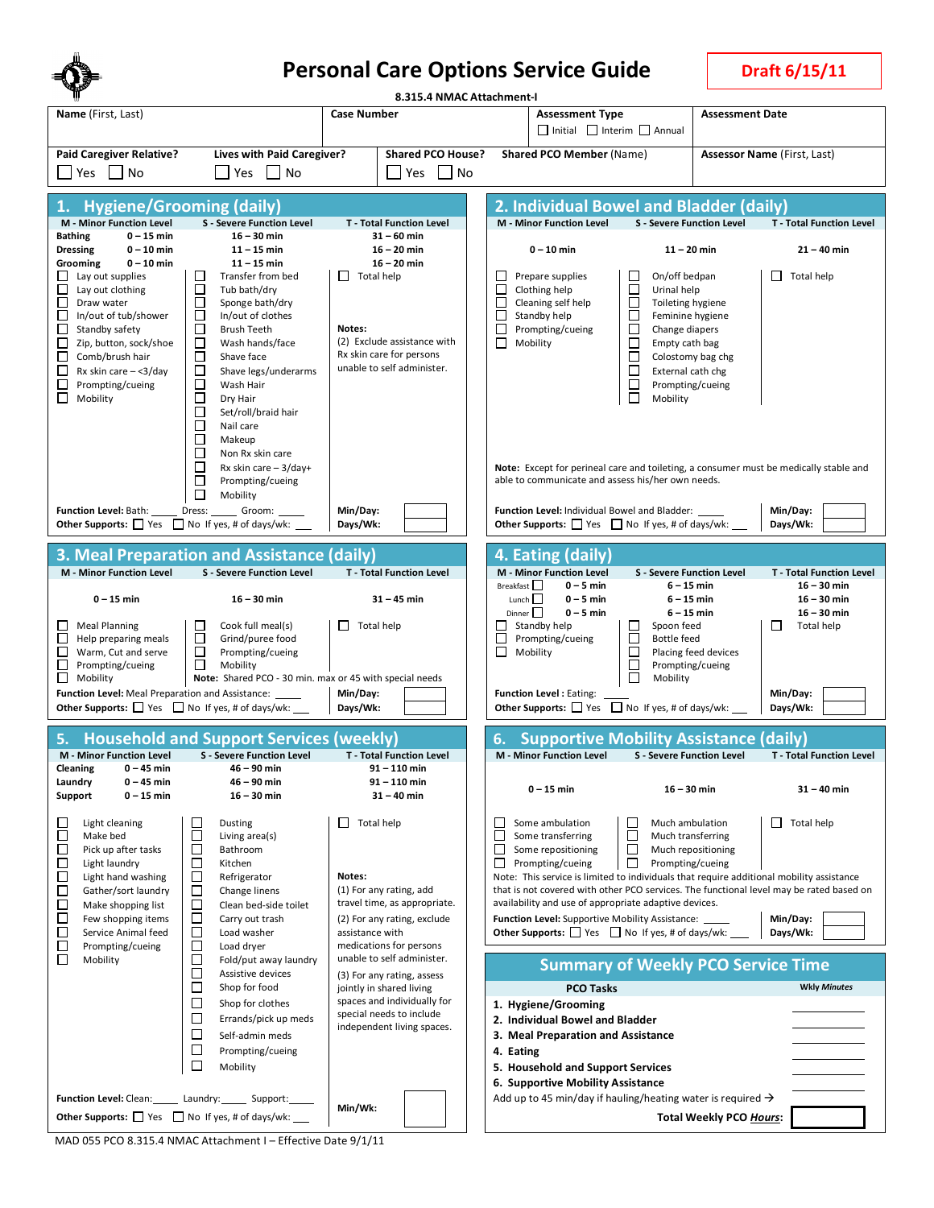# Personal Care Options Service Guide

**Draft 6/15/11**

**8.315.4 NMAC Attachment-I**

| **Name** (First, Last) | **Case Number** | **Assessment Type** | **Assessment Date** |
|---|---|---|---|
| | | ☐ Initial ☐ Interim ☐ Annual | |
| **Paid Caregiver Relative?** ☐ Yes ☐ No / **Lives with Paid Caregiver?** ☐ Yes ☐ No | **Shared PCO House?** ☐ Yes ☐ No | **Shared PCO Member** (Name) | **Assessor Name** (First, Last) |

## 1. Hygiene/Grooming (daily)

| | M - Minor Function Level | S - Severe Function Level | T - Total Function Level |
|---|---|---|---|
| **Bathing** | **0 – 15 min** | **16 – 30 min** | **31 – 60 min** |
| **Dressing** | **0 – 10 min** | **11 – 15 min** | **16 – 20 min** |
| **Grooming** | **0 – 10 min** | **11 – 15 min** | **16 – 20 min** |

**M - Minor Function Level**
- ☐ Lay out supplies
- ☐ Lay out clothing
- ☐ Draw water
- ☐ In/out of tub/shower
- ☐ Standby safety
- ☐ Zip, button, sock/shoe
- ☐ Comb/brush hair
- ☐ Rx skin care – <3/day
- ☐ Prompting/cueing
- ☐ Mobility

**S - Severe Function Level**
- ☐ Transfer from bed
- ☐ Tub bath/dry
- ☐ Sponge bath/dry
- ☐ In/out of clothes
- ☐ Brush Teeth
- ☐ Wash hands/face
- ☐ Shave face
- ☐ Shave legs/underarms
- ☐ Wash Hair
- ☐ Dry Hair
- ☐ Set/roll/braid hair
- ☐ Nail care
- ☐ Makeup
- ☐ Non Rx skin care
- ☐ Rx skin care – 3/day+
- ☐ Prompting/cueing
- ☐ Mobility

**T - Total Function Level**
- ☐ Total help

**Notes:**
(2) Exclude assistance with Rx skin care for persons unable to self administer.

**Function Level:** Bath: _____ Dress: _____ Groom: _____ **Min/Day:**

**Other Supports:** ☐ Yes ☐ No If yes, # of days/wk: ___ **Days/Wk:**

## 2. Individual Bowel and Bladder (daily)

| M - Minor Function Level | S - Severe Function Level | T - Total Function Level |
|---|---|---|
| **0 – 10 min** | **11 – 20 min** | **21 – 40 min** |

**M - Minor Function Level**
- ☐ Prepare supplies
- ☐ Clothing help
- ☐ Cleaning self help
- ☐ Standby help
- ☐ Prompting/cueing
- ☐ Mobility

**S - Severe Function Level**
- ☐ On/off bedpan
- ☐ Urinal help
- ☐ Toileting hygiene
- ☐ Feminine hygiene
- ☐ Change diapers
- ☐ Empty cath bag
- ☐ Colostomy bag chg
- ☐ External cath chg
- ☐ Prompting/cueing
- ☐ Mobility

**T - Total Function Level**
- ☐ Total help

**Note:** Except for perineal care and toileting, a consumer must be medically stable and able to communicate and assess his/her own needs.

**Function Level:** Individual Bowel and Bladder: _____ **Min/Day:**

**Other Supports:** ☐ Yes ☐ No If yes, # of days/wk: ___ **Days/Wk:**

## 3. Meal Preparation and Assistance (daily)

| M - Minor Function Level | S - Severe Function Level | T - Total Function Level |
|---|---|---|
| **0 – 15 min** | **16 – 30 min** | **31 – 45 min** |

**M - Minor Function Level**
- ☐ Meal Planning
- ☐ Help preparing meals
- ☐ Warm, Cut and serve
- ☐ Prompting/cueing
- ☐ Mobility

**S - Severe Function Level**
- ☐ Cook full meal(s)
- ☐ Grind/puree food
- ☐ Prompting/cueing
- ☐ Mobility

**T - Total Function Level**
- ☐ Total help

**Note:** Shared PCO - 30 min. max or 45 with special needs

**Function Level:** Meal Preparation and Assistance: _____ **Min/Day:**

**Other Supports:** ☐ Yes ☐ No If yes, # of days/wk: ___ **Days/Wk:**

## 4. Eating (daily)

| | M - Minor Function Level | S - Severe Function Level | T - Total Function Level |
|---|---|---|---|
| Breakfast ☐ | **0 – 5 min** | **6 – 15 min** | **16 – 30 min** |
| Lunch ☐ | **0 – 5 min** | **6 – 15 min** | **16 – 30 min** |
| Dinner ☐ | **0 – 5 min** | **6 – 15 min** | **16 – 30 min** |

**M - Minor Function Level**
- ☐ Standby help
- ☐ Prompting/cueing
- ☐ Mobility

**S - Severe Function Level**
- ☐ Spoon feed
- ☐ Bottle feed
- ☐ Placing feed devices
- ☐ Prompting/cueing
- ☐ Mobility

**T - Total Function Level**
- ☐ Total help

**Function Level :** Eating: _____ **Min/Day:**

**Other Supports:** ☐ Yes ☐ No If yes, # of days/wk: ___ **Days/Wk:**

## 5. Household and Support Services (weekly)

| | M - Minor Function Level | S - Severe Function Level | T - Total Function Level |
|---|---|---|---|
| **Cleaning** | **0 – 45 min** | **46 – 90 min** | **91 – 110 min** |
| **Laundry** | **0 – 45 min** | **46 – 90 min** | **91 – 110 min** |
| **Support** | **0 – 15 min** | **16 – 30 min** | **31 – 40 min** |

**M - Minor Function Level**
- ☐ Light cleaning
- ☐ Make bed
- ☐ Pick up after tasks
- ☐ Light laundry
- ☐ Light hand washing
- ☐ Gather/sort laundry
- ☐ Make shopping list
- ☐ Few shopping items
- ☐ Service Animal feed
- ☐ Prompting/cueing
- ☐ Mobility

**S - Severe Function Level**
- ☐ Dusting
- ☐ Living area(s)
- ☐ Bathroom
- ☐ Kitchen
- ☐ Refrigerator
- ☐ Change linens
- ☐ Clean bed-side toilet
- ☐ Carry out trash
- ☐ Load washer
- ☐ Load dryer
- ☐ Fold/put away laundry
- ☐ Assistive devices
- ☐ Shop for food
- ☐ Shop for clothes
- ☐ Errands/pick up meds
- ☐ Self-admin meds
- ☐ Prompting/cueing
- ☐ Mobility

**T - Total Function Level**
- ☐ Total help

**Notes:**
(1) For any rating, add travel time, as appropriate.
(2) For any rating, exclude assistance with medications for persons unable to self administer.
(3) For any rating, assess jointly in shared living spaces and individually for special needs to include independent living spaces.

**Function Level:** Clean:_____ Laundry:_____ Support:_____ **Min/Wk:**

**Other Supports:** ☐ Yes ☐ No If yes, # of days/wk: ___

## 6. Supportive Mobility Assistance (daily)

| M - Minor Function Level | S - Severe Function Level | T - Total Function Level |
|---|---|---|
| **0 – 15 min** | **16 – 30 min** | **31 – 40 min** |

**M - Minor Function Level**
- ☐ Some ambulation
- ☐ Some transferring
- ☐ Some repositioning
- ☐ Prompting/cueing

**S - Severe Function Level**
- ☐ Much ambulation
- ☐ Much transferring
- ☐ Much repositioning
- ☐ Prompting/cueing

**T - Total Function Level**
- ☐ Total help

Note: This service is limited to individuals that require additional mobility assistance that is not covered with other PCO services. The functional level may be rated based on availability and use of appropriate adaptive devices.

**Function Level:** Supportive Mobility Assistance: _____ **Min/Day:**

**Other Supports:** ☐ Yes ☐ No If yes, # of days/wk: ___ **Days/Wk:**

## Summary of Weekly PCO Service Time

| PCO Tasks | Wkly *Minutes* |
|---|---|
| **1. Hygiene/Grooming** | |
| **2. Individual Bowel and Bladder** | |
| **3. Meal Preparation and Assistance** | |
| **4. Eating** | |
| **5. Household and Support Services** | |
| **6. Supportive Mobility Assistance** | |
| Add up to 45 min/day if hauling/heating water is required → | |
| **Total Weekly PCO *Hours*:** | |

MAD 055 PCO 8.315.4 NMAC Attachment I – Effective Date 9/1/11